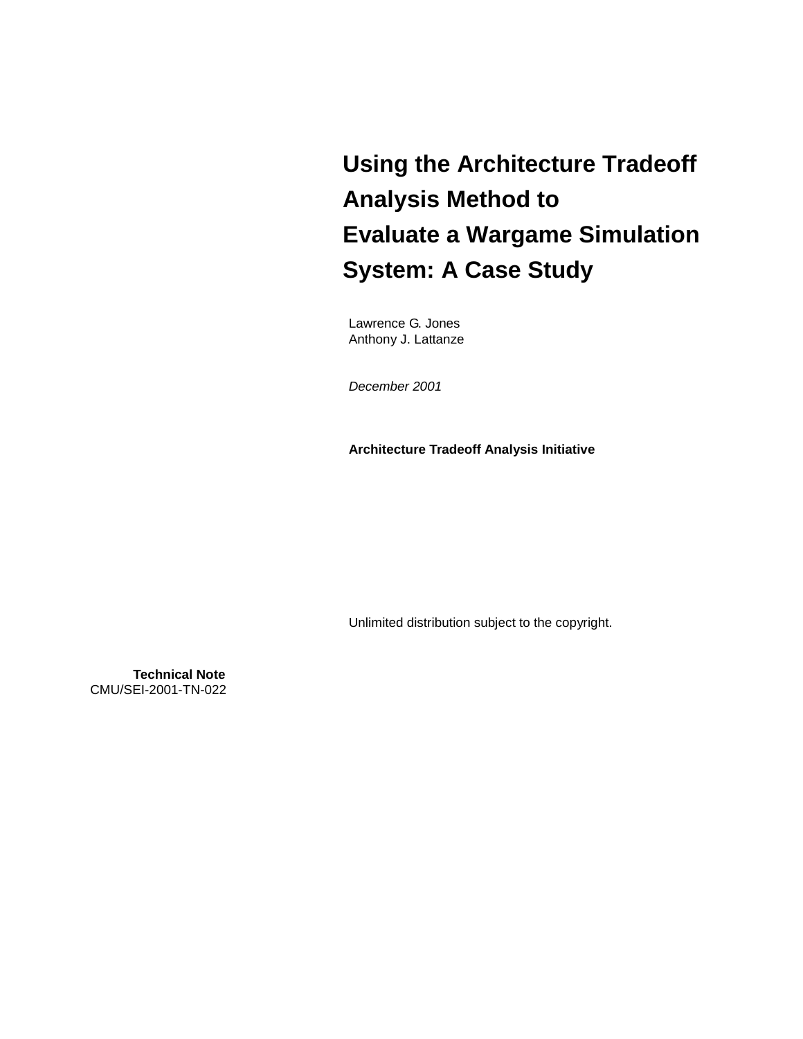# Using the Architecture Tradeoff Analysis Method to Evaluate a Wargame Simulation System: A Case Study

Lawrence G. Jones
Anthony J. Lattanze

*December 2001*

**Architecture Tradeoff Analysis Initiative**

Unlimited distribution subject to the copyright.

**Technical Note**
CMU/SEI-2001-TN-022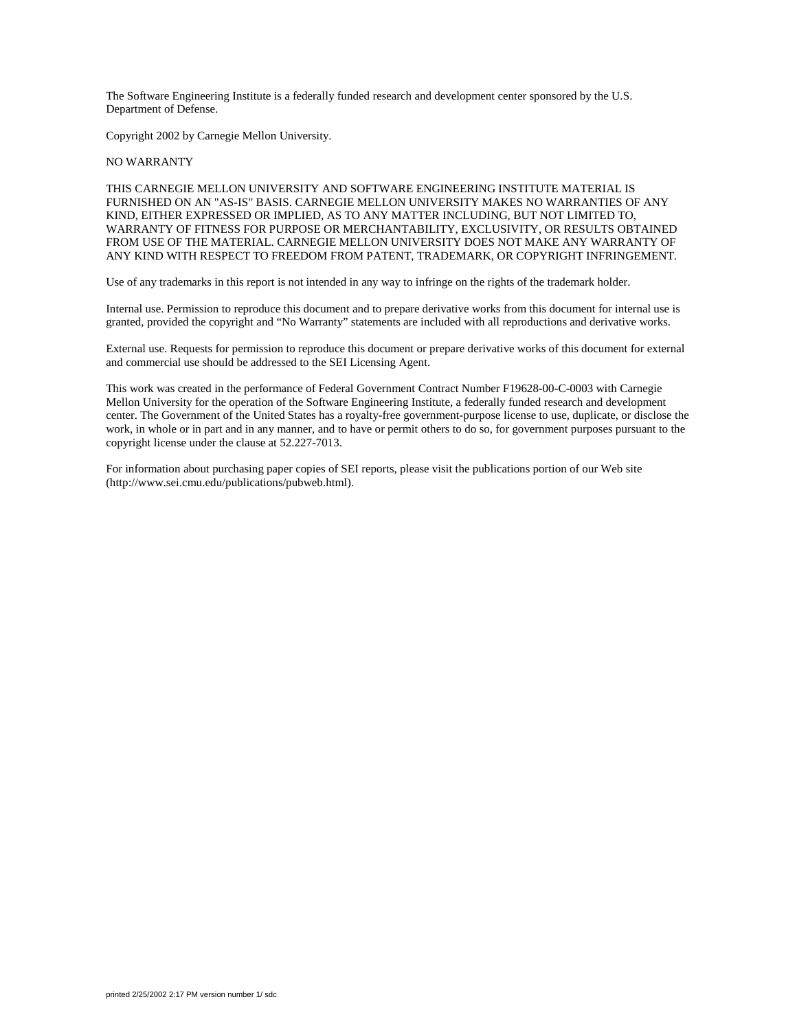The Software Engineering Institute is a federally funded research and development center sponsored by the U.S. Department of Defense.

Copyright 2002 by Carnegie Mellon University.

NO WARRANTY

THIS CARNEGIE MELLON UNIVERSITY AND SOFTWARE ENGINEERING INSTITUTE MATERIAL IS FURNISHED ON AN "AS-IS" BASIS. CARNEGIE MELLON UNIVERSITY MAKES NO WARRANTIES OF ANY KIND, EITHER EXPRESSED OR IMPLIED, AS TO ANY MATTER INCLUDING, BUT NOT LIMITED TO, WARRANTY OF FITNESS FOR PURPOSE OR MERCHANTABILITY, EXCLUSIVITY, OR RESULTS OBTAINED FROM USE OF THE MATERIAL. CARNEGIE MELLON UNIVERSITY DOES NOT MAKE ANY WARRANTY OF ANY KIND WITH RESPECT TO FREEDOM FROM PATENT, TRADEMARK, OR COPYRIGHT INFRINGEMENT.

Use of any trademarks in this report is not intended in any way to infringe on the rights of the trademark holder.

Internal use. Permission to reproduce this document and to prepare derivative works from this document for internal use is granted, provided the copyright and "No Warranty" statements are included with all reproductions and derivative works.

External use. Requests for permission to reproduce this document or prepare derivative works of this document for external and commercial use should be addressed to the SEI Licensing Agent.

This work was created in the performance of Federal Government Contract Number F19628-00-C-0003 with Carnegie Mellon University for the operation of the Software Engineering Institute, a federally funded research and development center. The Government of the United States has a royalty-free government-purpose license to use, duplicate, or disclose the work, in whole or in part and in any manner, and to have or permit others to do so, for government purposes pursuant to the copyright license under the clause at 52.227-7013.

For information about purchasing paper copies of SEI reports, please visit the publications portion of our Web site (http://www.sei.cmu.edu/publications/pubweb.html).

printed 2/25/2002 2:17 PM version number 1/ sdc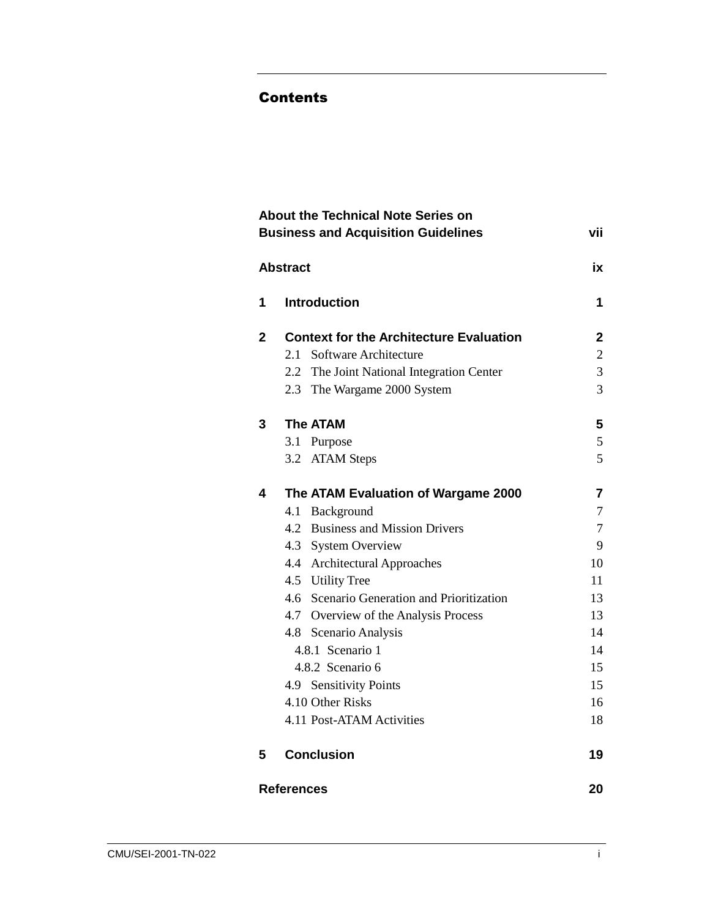# Contents

| | | |
|---|---|---|
| **About the Technical Note Series on Business and Acquisition Guidelines** | | **vii** |
| **Abstract** | | **ix** |
| **1** | **Introduction** | **1** |
| **2** | **Context for the Architecture Evaluation** | **2** |
| | 2.1 Software Architecture | 2 |
| | 2.2 The Joint National Integration Center | 3 |
| | 2.3 The Wargame 2000 System | 3 |
| **3** | **The ATAM** | **5** |
| | 3.1 Purpose | 5 |
| | 3.2 ATAM Steps | 5 |
| **4** | **The ATAM Evaluation of Wargame 2000** | **7** |
| | 4.1 Background | 7 |
| | 4.2 Business and Mission Drivers | 7 |
| | 4.3 System Overview | 9 |
| | 4.4 Architectural Approaches | 10 |
| | 4.5 Utility Tree | 11 |
| | 4.6 Scenario Generation and Prioritization | 13 |
| | 4.7 Overview of the Analysis Process | 13 |
| | 4.8 Scenario Analysis | 14 |
| | 4.8.1 Scenario 1 | 14 |
| | 4.8.2 Scenario 6 | 15 |
| | 4.9 Sensitivity Points | 15 |
| | 4.10 Other Risks | 16 |
| | 4.11 Post-ATAM Activities | 18 |
| **5** | **Conclusion** | **19** |
| **References** | | **20** |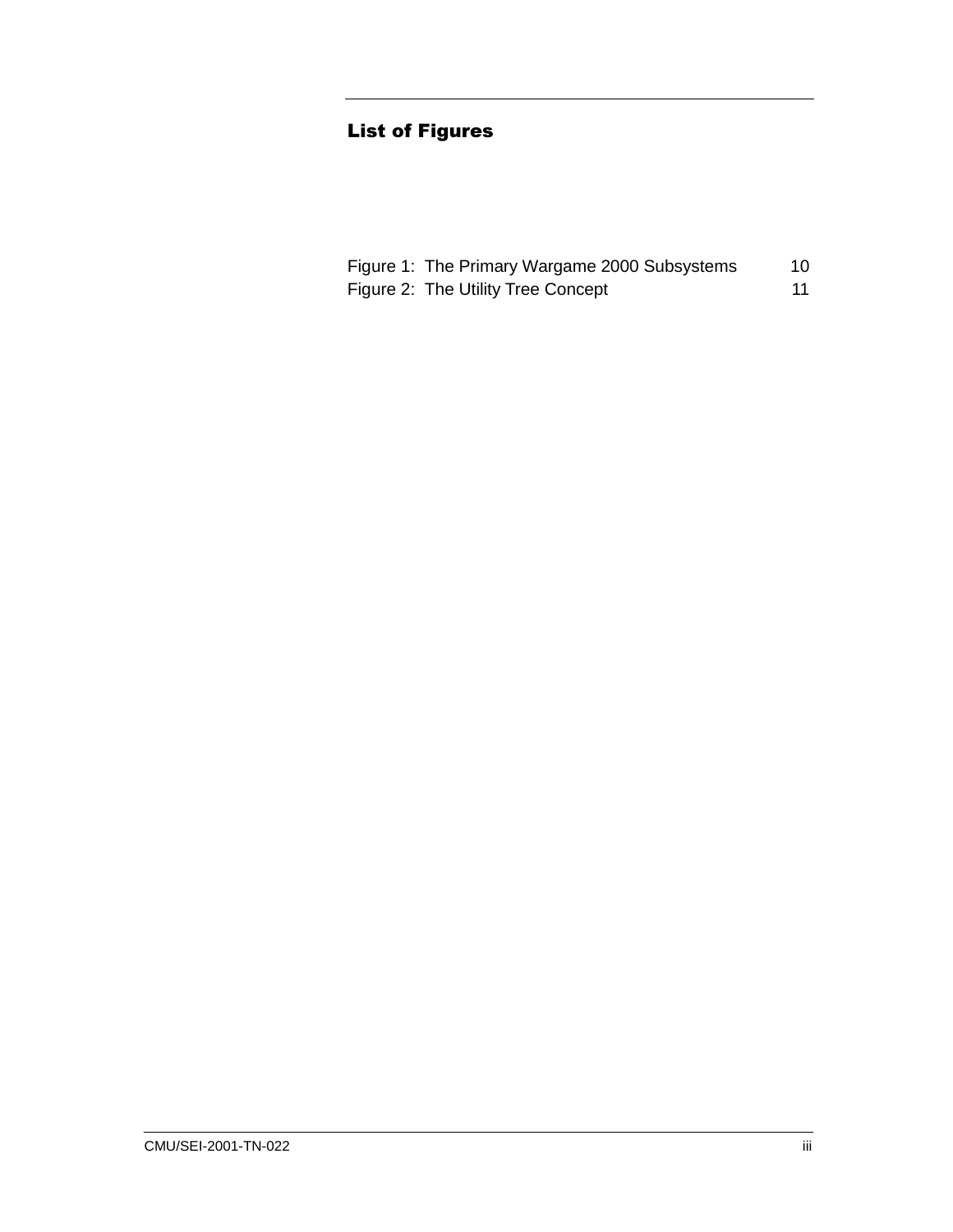# List of Figures

| | |
|---|---|
| Figure 1: The Primary Wargame 2000 Subsystems | 10 |
| Figure 2: The Utility Tree Concept | 11 |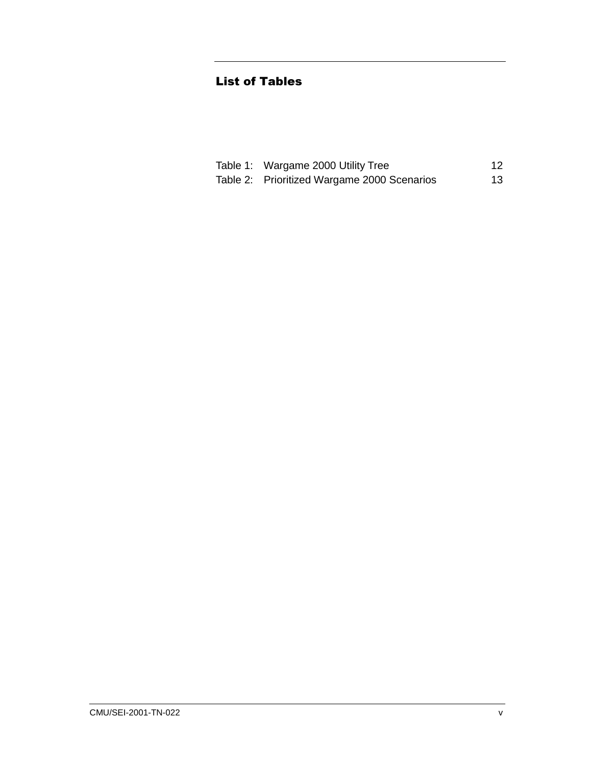## List of Tables

| | | |
|---|---|---|
| Table 1: | Wargame 2000 Utility Tree | 12 |
| Table 2: | Prioritized Wargame 2000 Scenarios | 13 |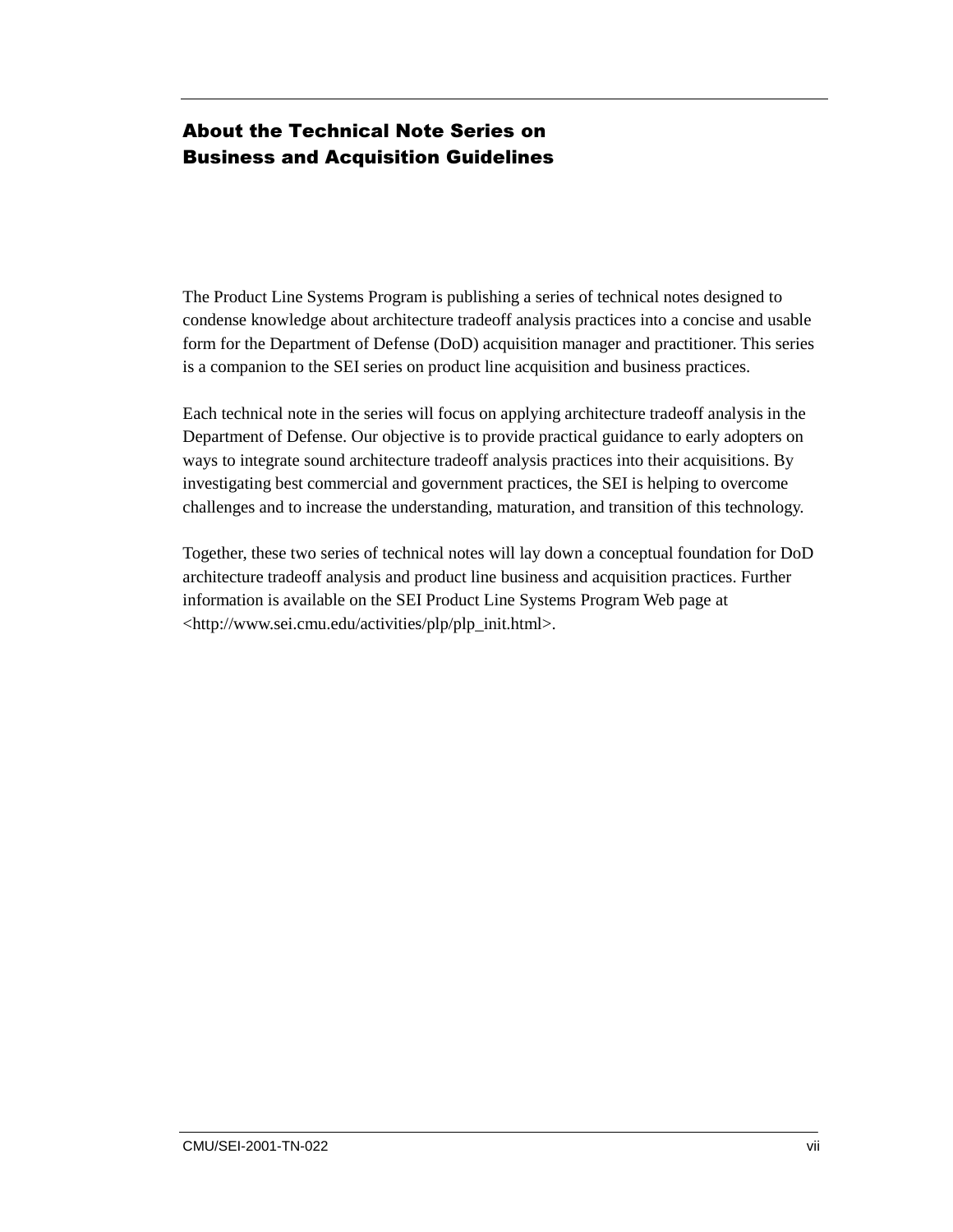# About the Technical Note Series on Business and Acquisition Guidelines

The Product Line Systems Program is publishing a series of technical notes designed to condense knowledge about architecture tradeoff analysis practices into a concise and usable form for the Department of Defense (DoD) acquisition manager and practitioner. This series is a companion to the SEI series on product line acquisition and business practices.

Each technical note in the series will focus on applying architecture tradeoff analysis in the Department of Defense. Our objective is to provide practical guidance to early adopters on ways to integrate sound architecture tradeoff analysis practices into their acquisitions. By investigating best commercial and government practices, the SEI is helping to overcome challenges and to increase the understanding, maturation, and transition of this technology.

Together, these two series of technical notes will lay down a conceptual foundation for DoD architecture tradeoff analysis and product line business and acquisition practices. Further information is available on the SEI Product Line Systems Program Web page at <http://www.sei.cmu.edu/activities/plp/plp_init.html>.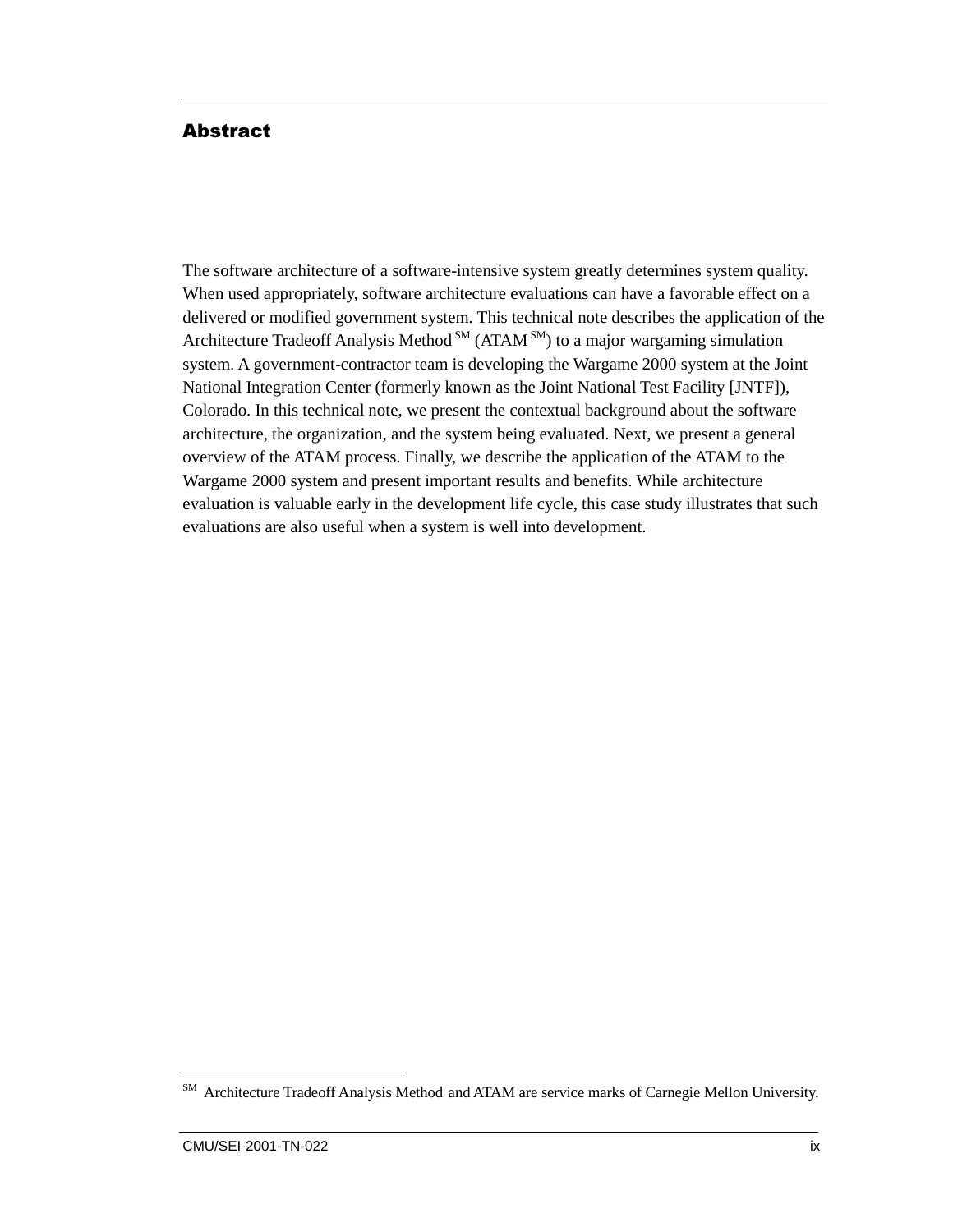# Abstract

The software architecture of a software-intensive system greatly determines system quality. When used appropriately, software architecture evaluations can have a favorable effect on a delivered or modified government system. This technical note describes the application of the Architecture Tradeoff Analysis Method[SM] (ATAM[SM]) to a major wargaming simulation system. A government-contractor team is developing the Wargame 2000 system at the Joint National Integration Center (formerly known as the Joint National Test Facility [JNTF]), Colorado. In this technical note, we present the contextual background about the software architecture, the organization, and the system being evaluated. Next, we present a general overview of the ATAM process. Finally, we describe the application of the ATAM to the Wargame 2000 system and present important results and benefits. While architecture evaluation is valuable early in the development life cycle, this case study illustrates that such evaluations are also useful when a system is well into development.

---

[SM] Architecture Tradeoff Analysis Method and ATAM are service marks of Carnegie Mellon University.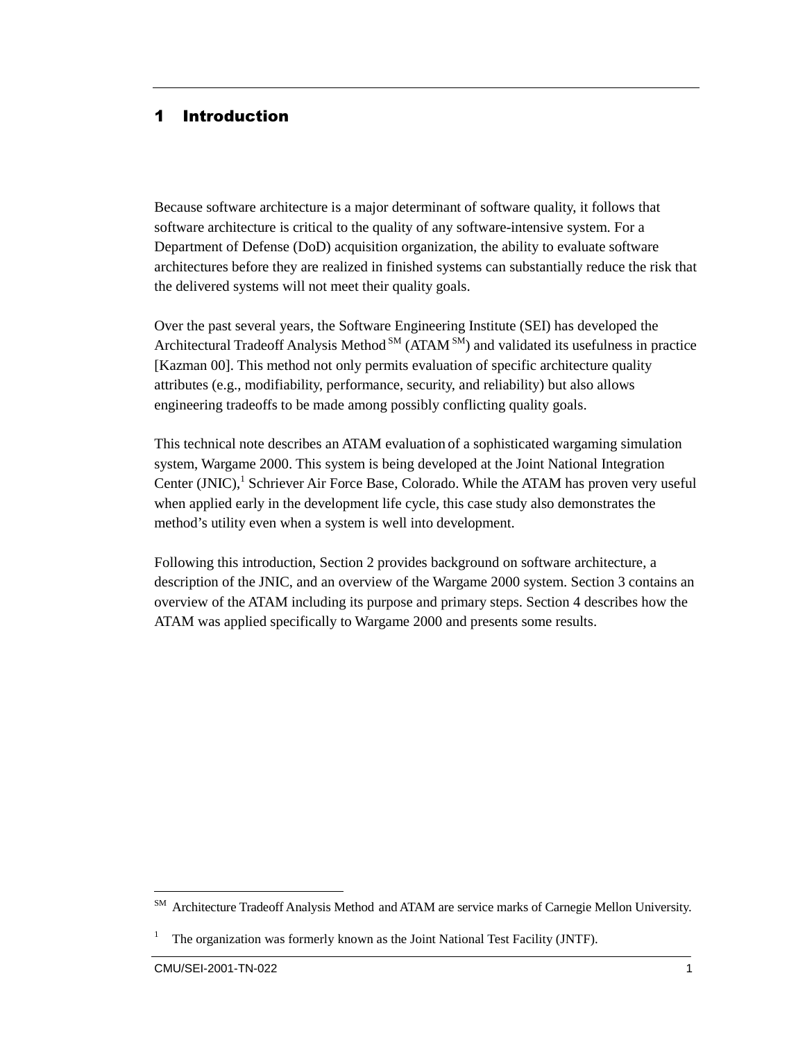# 1 Introduction

Because software architecture is a major determinant of software quality, it follows that software architecture is critical to the quality of any software-intensive system. For a Department of Defense (DoD) acquisition organization, the ability to evaluate software architectures before they are realized in finished systems can substantially reduce the risk that the delivered systems will not meet their quality goals.

Over the past several years, the Software Engineering Institute (SEI) has developed the Architectural Tradeoff Analysis Method [SM] (ATAM [SM]) and validated its usefulness in practice [Kazman 00]. This method not only permits evaluation of specific architecture quality attributes (e.g., modifiability, performance, security, and reliability) but also allows engineering tradeoffs to be made among possibly conflicting quality goals.

This technical note describes an ATAM evaluation of a sophisticated wargaming simulation system, Wargame 2000. This system is being developed at the Joint National Integration Center (JNIC),[1] Schriever Air Force Base, Colorado. While the ATAM has proven very useful when applied early in the development life cycle, this case study also demonstrates the method's utility even when a system is well into development.

Following this introduction, Section 2 provides background on software architecture, a description of the JNIC, and an overview of the Wargame 2000 system. Section 3 contains an overview of the ATAM including its purpose and primary steps. Section 4 describes how the ATAM was applied specifically to Wargame 2000 and presents some results.

---

[SM] Architecture Tradeoff Analysis Method and ATAM are service marks of Carnegie Mellon University.

[1] The organization was formerly known as the Joint National Test Facility (JNTF).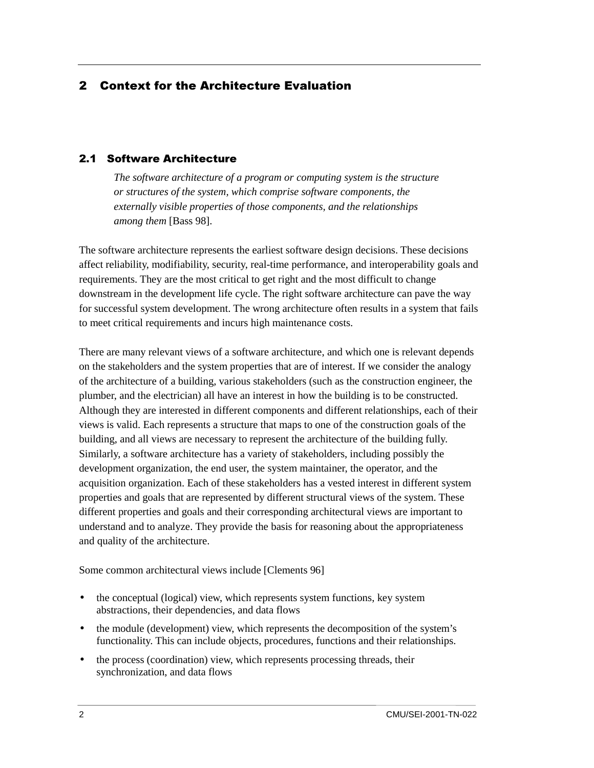# 2 Context for the Architecture Evaluation

## 2.1 Software Architecture

> *The software architecture of a program or computing system is the structure or structures of the system, which comprise software components, the externally visible properties of those components, and the relationships among them* [Bass 98].

The software architecture represents the earliest software design decisions. These decisions affect reliability, modifiability, security, real-time performance, and interoperability goals and requirements. They are the most critical to get right and the most difficult to change downstream in the development life cycle. The right software architecture can pave the way for successful system development. The wrong architecture often results in a system that fails to meet critical requirements and incurs high maintenance costs.

There are many relevant views of a software architecture, and which one is relevant depends on the stakeholders and the system properties that are of interest. If we consider the analogy of the architecture of a building, various stakeholders (such as the construction engineer, the plumber, and the electrician) all have an interest in how the building is to be constructed. Although they are interested in different components and different relationships, each of their views is valid. Each represents a structure that maps to one of the construction goals of the building, and all views are necessary to represent the architecture of the building fully. Similarly, a software architecture has a variety of stakeholders, including possibly the development organization, the end user, the system maintainer, the operator, and the acquisition organization. Each of these stakeholders has a vested interest in different system properties and goals that are represented by different structural views of the system. These different properties and goals and their corresponding architectural views are important to understand and to analyze. They provide the basis for reasoning about the appropriateness and quality of the architecture.

Some common architectural views include [Clements 96]

- the conceptual (logical) view, which represents system functions, key system abstractions, their dependencies, and data flows
- the module (development) view, which represents the decomposition of the system's functionality. This can include objects, procedures, functions and their relationships.
- the process (coordination) view, which represents processing threads, their synchronization, and data flows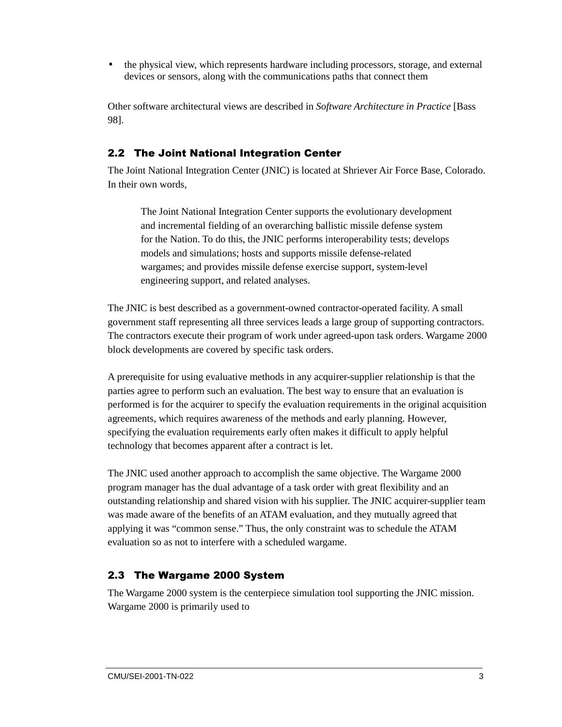- the physical view, which represents hardware including processors, storage, and external devices or sensors, along with the communications paths that connect them

Other software architectural views are described in *Software Architecture in Practice* [Bass 98].

## 2.2 The Joint National Integration Center

The Joint National Integration Center (JNIC) is located at Shriever Air Force Base, Colorado. In their own words,

> The Joint National Integration Center supports the evolutionary development and incremental fielding of an overarching ballistic missile defense system for the Nation. To do this, the JNIC performs interoperability tests; develops models and simulations; hosts and supports missile defense-related wargames; and provides missile defense exercise support, system-level engineering support, and related analyses.

The JNIC is best described as a government-owned contractor-operated facility. A small government staff representing all three services leads a large group of supporting contractors. The contractors execute their program of work under agreed-upon task orders. Wargame 2000 block developments are covered by specific task orders.

A prerequisite for using evaluative methods in any acquirer-supplier relationship is that the parties agree to perform such an evaluation. The best way to ensure that an evaluation is performed is for the acquirer to specify the evaluation requirements in the original acquisition agreements, which requires awareness of the methods and early planning. However, specifying the evaluation requirements early often makes it difficult to apply helpful technology that becomes apparent after a contract is let.

The JNIC used another approach to accomplish the same objective. The Wargame 2000 program manager has the dual advantage of a task order with great flexibility and an outstanding relationship and shared vision with his supplier. The JNIC acquirer-supplier team was made aware of the benefits of an ATAM evaluation, and they mutually agreed that applying it was "common sense." Thus, the only constraint was to schedule the ATAM evaluation so as not to interfere with a scheduled wargame.

## 2.3 The Wargame 2000 System

The Wargame 2000 system is the centerpiece simulation tool supporting the JNIC mission. Wargame 2000 is primarily used to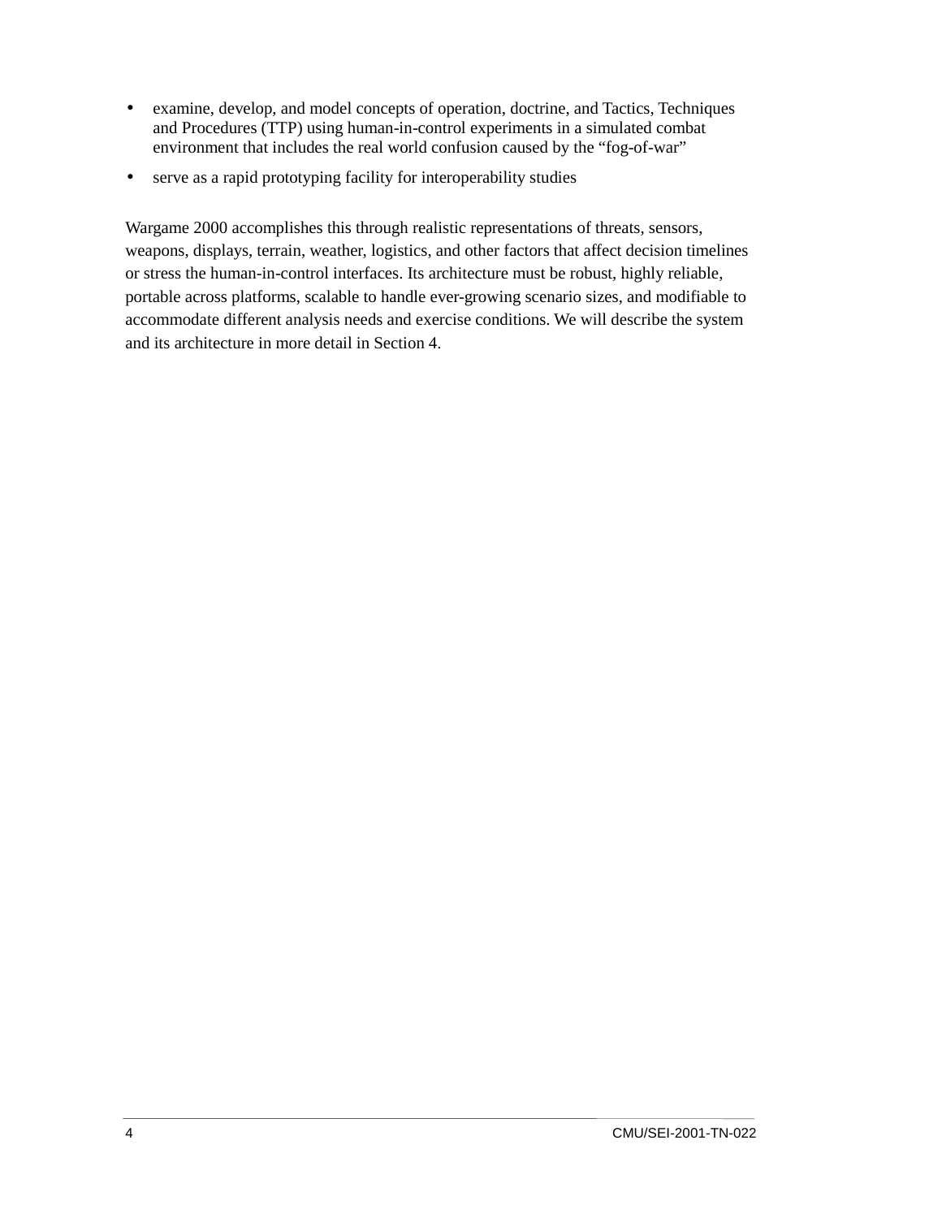- examine, develop, and model concepts of operation, doctrine, and Tactics, Techniques and Procedures (TTP) using human-in-control experiments in a simulated combat environment that includes the real world confusion caused by the "fog-of-war"
- serve as a rapid prototyping facility for interoperability studies

Wargame 2000 accomplishes this through realistic representations of threats, sensors, weapons, displays, terrain, weather, logistics, and other factors that affect decision timelines or stress the human-in-control interfaces. Its architecture must be robust, highly reliable, portable across platforms, scalable to handle ever-growing scenario sizes, and modifiable to accommodate different analysis needs and exercise conditions. We will describe the system and its architecture in more detail in Section 4.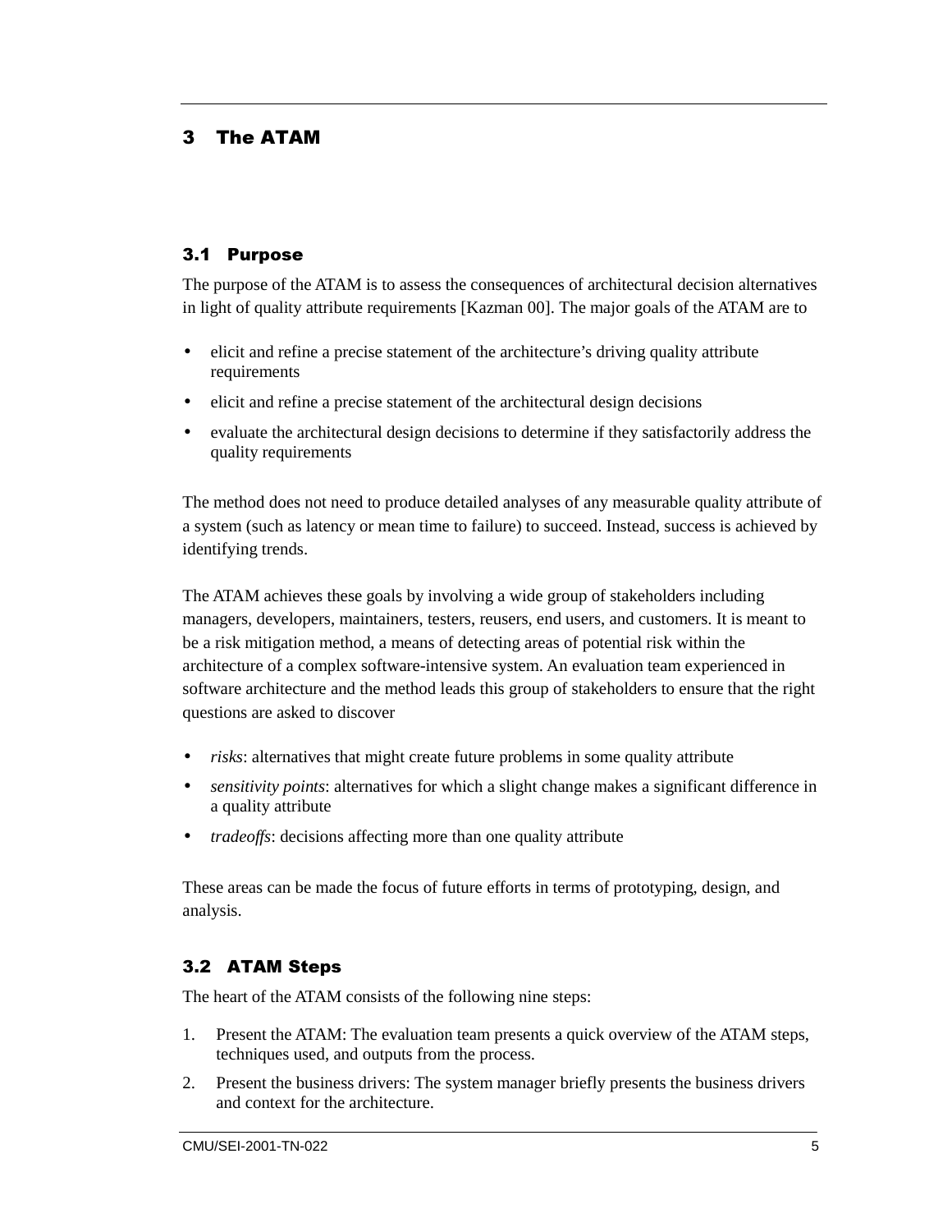# 3 The ATAM

## 3.1 Purpose

The purpose of the ATAM is to assess the consequences of architectural decision alternatives in light of quality attribute requirements [Kazman 00]. The major goals of the ATAM are to

- elicit and refine a precise statement of the architecture's driving quality attribute requirements
- elicit and refine a precise statement of the architectural design decisions
- evaluate the architectural design decisions to determine if they satisfactorily address the quality requirements

The method does not need to produce detailed analyses of any measurable quality attribute of a system (such as latency or mean time to failure) to succeed. Instead, success is achieved by identifying trends.

The ATAM achieves these goals by involving a wide group of stakeholders including managers, developers, maintainers, testers, reusers, end users, and customers. It is meant to be a risk mitigation method, a means of detecting areas of potential risk within the architecture of a complex software-intensive system. An evaluation team experienced in software architecture and the method leads this group of stakeholders to ensure that the right questions are asked to discover

- *risks*: alternatives that might create future problems in some quality attribute
- *sensitivity points*: alternatives for which a slight change makes a significant difference in a quality attribute
- *tradeoffs*: decisions affecting more than one quality attribute

These areas can be made the focus of future efforts in terms of prototyping, design, and analysis.

## 3.2 ATAM Steps

The heart of the ATAM consists of the following nine steps:

1. Present the ATAM: The evaluation team presents a quick overview of the ATAM steps, techniques used, and outputs from the process.
2. Present the business drivers: The system manager briefly presents the business drivers and context for the architecture.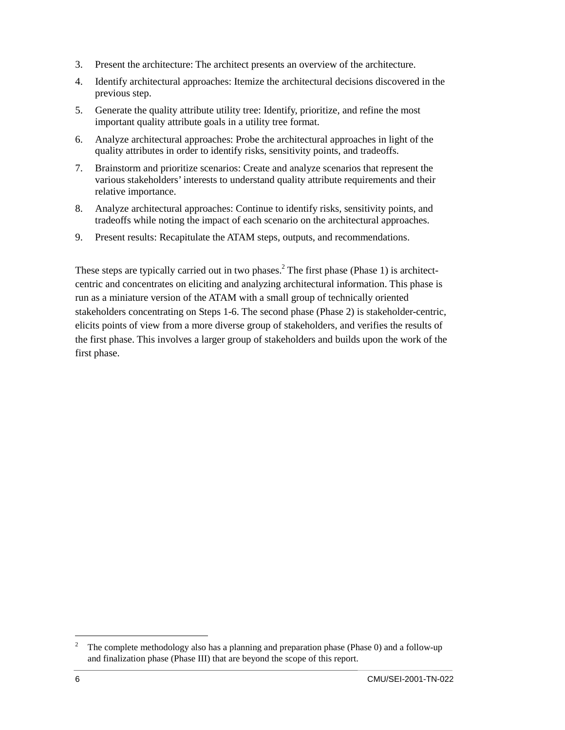3. Present the architecture: The architect presents an overview of the architecture.
4. Identify architectural approaches: Itemize the architectural decisions discovered in the previous step.
5. Generate the quality attribute utility tree: Identify, prioritize, and refine the most important quality attribute goals in a utility tree format.
6. Analyze architectural approaches: Probe the architectural approaches in light of the quality attributes in order to identify risks, sensitivity points, and tradeoffs.
7. Brainstorm and prioritize scenarios: Create and analyze scenarios that represent the various stakeholders' interests to understand quality attribute requirements and their relative importance.
8. Analyze architectural approaches: Continue to identify risks, sensitivity points, and tradeoffs while noting the impact of each scenario on the architectural approaches.
9. Present results: Recapitulate the ATAM steps, outputs, and recommendations.

These steps are typically carried out in two phases.[2] The first phase (Phase 1) is architect-centric and concentrates on eliciting and analyzing architectural information. This phase is run as a miniature version of the ATAM with a small group of technically oriented stakeholders concentrating on Steps 1-6. The second phase (Phase 2) is stakeholder-centric, elicits points of view from a more diverse group of stakeholders, and verifies the results of the first phase. This involves a larger group of stakeholders and builds upon the work of the first phase.

---

[2] The complete methodology also has a planning and preparation phase (Phase 0) and a follow-up and finalization phase (Phase III) that are beyond the scope of this report.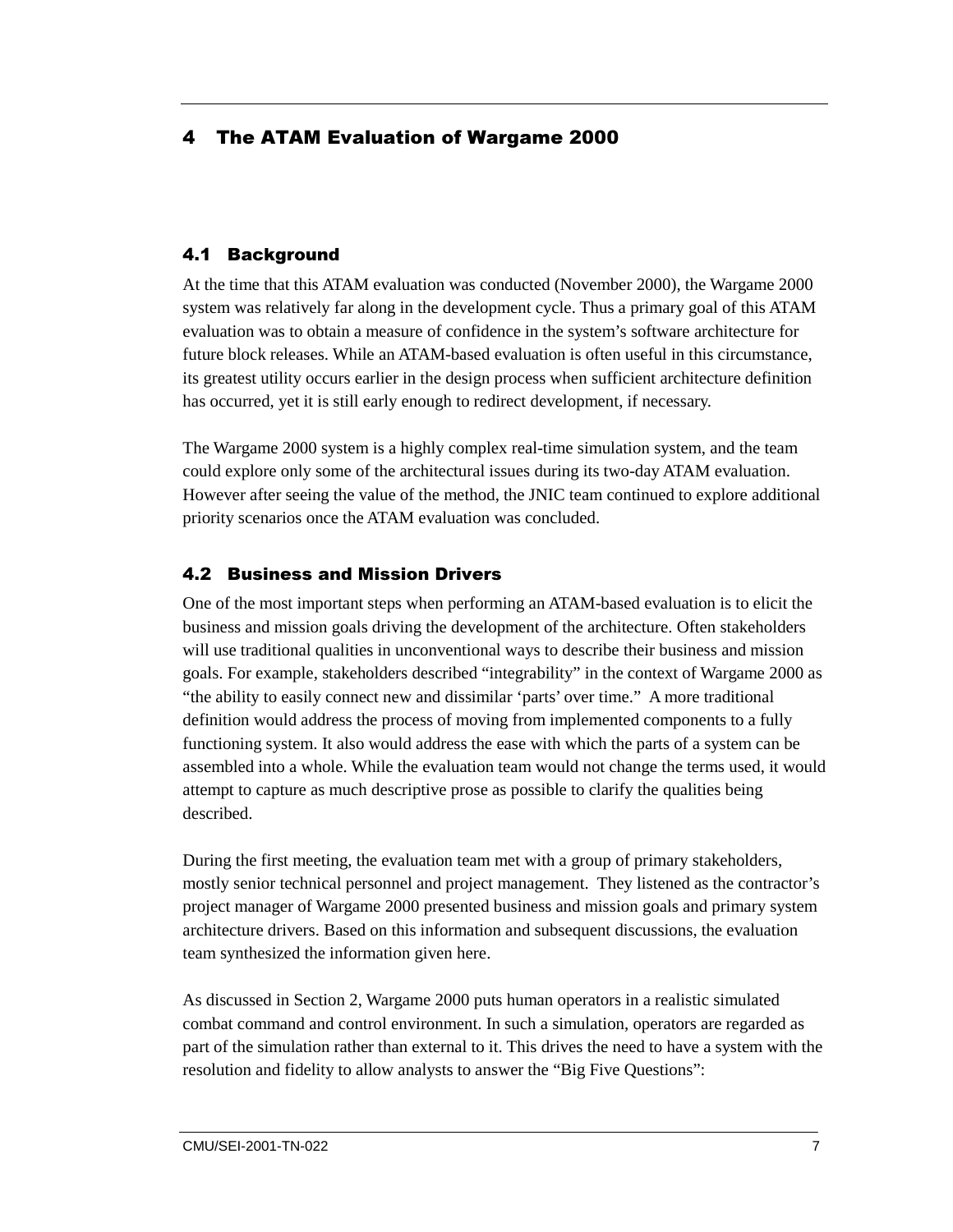# 4 The ATAM Evaluation of Wargame 2000

## 4.1 Background

At the time that this ATAM evaluation was conducted (November 2000), the Wargame 2000 system was relatively far along in the development cycle. Thus a primary goal of this ATAM evaluation was to obtain a measure of confidence in the system's software architecture for future block releases. While an ATAM-based evaluation is often useful in this circumstance, its greatest utility occurs earlier in the design process when sufficient architecture definition has occurred, yet it is still early enough to redirect development, if necessary.

The Wargame 2000 system is a highly complex real-time simulation system, and the team could explore only some of the architectural issues during its two-day ATAM evaluation. However after seeing the value of the method, the JNIC team continued to explore additional priority scenarios once the ATAM evaluation was concluded.

## 4.2 Business and Mission Drivers

One of the most important steps when performing an ATAM-based evaluation is to elicit the business and mission goals driving the development of the architecture. Often stakeholders will use traditional qualities in unconventional ways to describe their business and mission goals. For example, stakeholders described "integrability" in the context of Wargame 2000 as "the ability to easily connect new and dissimilar 'parts' over time." A more traditional definition would address the process of moving from implemented components to a fully functioning system. It also would address the ease with which the parts of a system can be assembled into a whole. While the evaluation team would not change the terms used, it would attempt to capture as much descriptive prose as possible to clarify the qualities being described.

During the first meeting, the evaluation team met with a group of primary stakeholders, mostly senior technical personnel and project management. They listened as the contractor's project manager of Wargame 2000 presented business and mission goals and primary system architecture drivers. Based on this information and subsequent discussions, the evaluation team synthesized the information given here.

As discussed in Section 2, Wargame 2000 puts human operators in a realistic simulated combat command and control environment. In such a simulation, operators are regarded as part of the simulation rather than external to it. This drives the need to have a system with the resolution and fidelity to allow analysts to answer the "Big Five Questions":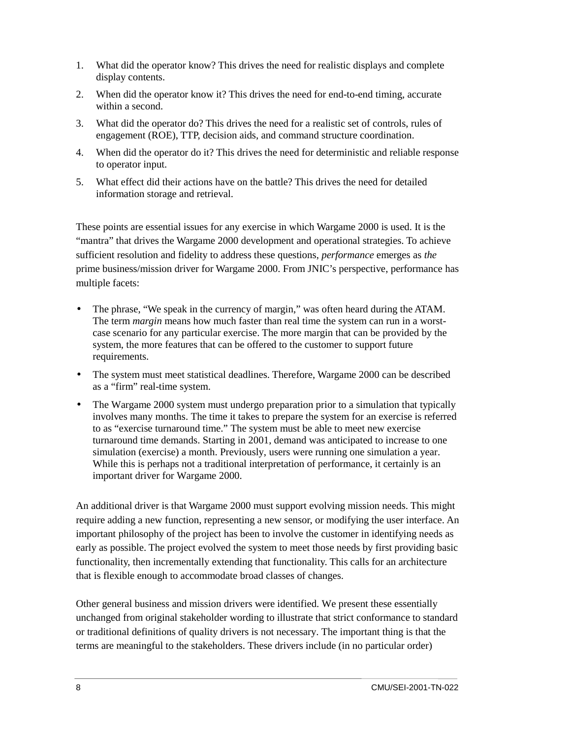1. What did the operator know? This drives the need for realistic displays and complete display contents.
2. When did the operator know it? This drives the need for end-to-end timing, accurate within a second.
3. What did the operator do? This drives the need for a realistic set of controls, rules of engagement (ROE), TTP, decision aids, and command structure coordination.
4. When did the operator do it? This drives the need for deterministic and reliable response to operator input.
5. What effect did their actions have on the battle? This drives the need for detailed information storage and retrieval.

These points are essential issues for any exercise in which Wargame 2000 is used. It is the "mantra" that drives the Wargame 2000 development and operational strategies. To achieve sufficient resolution and fidelity to address these questions, *performance* emerges as *the* prime business/mission driver for Wargame 2000. From JNIC's perspective, performance has multiple facets:

- The phrase, "We speak in the currency of margin," was often heard during the ATAM. The term *margin* means how much faster than real time the system can run in a worst-case scenario for any particular exercise. The more margin that can be provided by the system, the more features that can be offered to the customer to support future requirements.
- The system must meet statistical deadlines. Therefore, Wargame 2000 can be described as a "firm" real-time system.
- The Wargame 2000 system must undergo preparation prior to a simulation that typically involves many months. The time it takes to prepare the system for an exercise is referred to as "exercise turnaround time." The system must be able to meet new exercise turnaround time demands. Starting in 2001, demand was anticipated to increase to one simulation (exercise) a month. Previously, users were running one simulation a year. While this is perhaps not a traditional interpretation of performance, it certainly is an important driver for Wargame 2000.

An additional driver is that Wargame 2000 must support evolving mission needs. This might require adding a new function, representing a new sensor, or modifying the user interface. An important philosophy of the project has been to involve the customer in identifying needs as early as possible. The project evolved the system to meet those needs by first providing basic functionality, then incrementally extending that functionality. This calls for an architecture that is flexible enough to accommodate broad classes of changes.

Other general business and mission drivers were identified. We present these essentially unchanged from original stakeholder wording to illustrate that strict conformance to standard or traditional definitions of quality drivers is not necessary. The important thing is that the terms are meaningful to the stakeholders. These drivers include (in no particular order)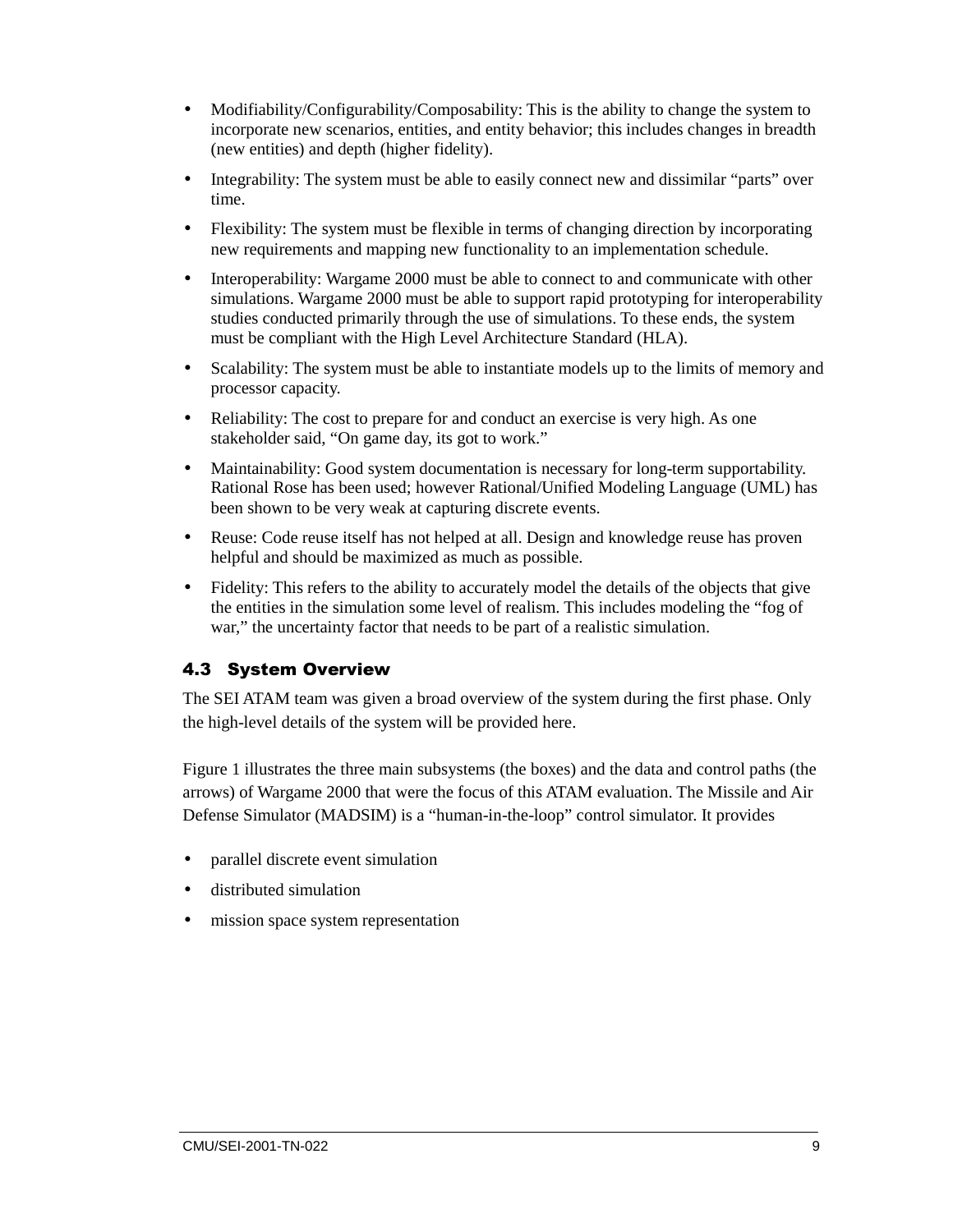- Modifiability/Configurability/Composability: This is the ability to change the system to incorporate new scenarios, entities, and entity behavior; this includes changes in breadth (new entities) and depth (higher fidelity).
- Integrability: The system must be able to easily connect new and dissimilar "parts" over time.
- Flexibility: The system must be flexible in terms of changing direction by incorporating new requirements and mapping new functionality to an implementation schedule.
- Interoperability: Wargame 2000 must be able to connect to and communicate with other simulations. Wargame 2000 must be able to support rapid prototyping for interoperability studies conducted primarily through the use of simulations. To these ends, the system must be compliant with the High Level Architecture Standard (HLA).
- Scalability: The system must be able to instantiate models up to the limits of memory and processor capacity.
- Reliability: The cost to prepare for and conduct an exercise is very high. As one stakeholder said, "On game day, its got to work."
- Maintainability: Good system documentation is necessary for long-term supportability. Rational Rose has been used; however Rational/Unified Modeling Language (UML) has been shown to be very weak at capturing discrete events.
- Reuse: Code reuse itself has not helped at all. Design and knowledge reuse has proven helpful and should be maximized as much as possible.
- Fidelity: This refers to the ability to accurately model the details of the objects that give the entities in the simulation some level of realism. This includes modeling the "fog of war," the uncertainty factor that needs to be part of a realistic simulation.

## 4.3 System Overview

The SEI ATAM team was given a broad overview of the system during the first phase. Only the high-level details of the system will be provided here.

Figure 1 illustrates the three main subsystems (the boxes) and the data and control paths (the arrows) of Wargame 2000 that were the focus of this ATAM evaluation. The Missile and Air Defense Simulator (MADSIM) is a "human-in-the-loop" control simulator. It provides

- parallel discrete event simulation
- distributed simulation
- mission space system representation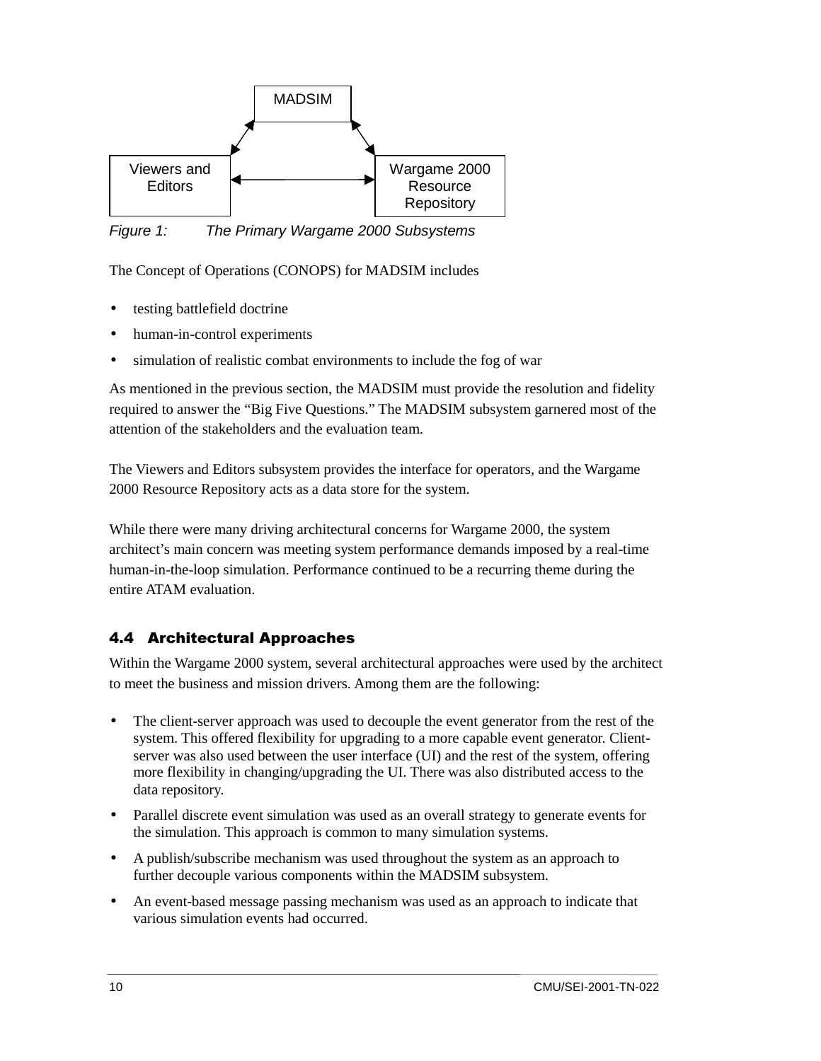MADSIM

Viewers and Editors

Wargame 2000 Resource Repository

*Figure 1: The Primary Wargame 2000 Subsystems*

The Concept of Operations (CONOPS) for MADSIM includes

- testing battlefield doctrine
- human-in-control experiments
- simulation of realistic combat environments to include the fog of war

As mentioned in the previous section, the MADSIM must provide the resolution and fidelity required to answer the “Big Five Questions.” The MADSIM subsystem garnered most of the attention of the stakeholders and the evaluation team.

The Viewers and Editors subsystem provides the interface for operators, and the Wargame 2000 Resource Repository acts as a data store for the system.

While there were many driving architectural concerns for Wargame 2000, the system architect’s main concern was meeting system performance demands imposed by a real-time human-in-the-loop simulation. Performance continued to be a recurring theme during the entire ATAM evaluation.

## 4.4 Architectural Approaches

Within the Wargame 2000 system, several architectural approaches were used by the architect to meet the business and mission drivers. Among them are the following:

- The client-server approach was used to decouple the event generator from the rest of the system. This offered flexibility for upgrading to a more capable event generator. Client-server was also used between the user interface (UI) and the rest of the system, offering more flexibility in changing/upgrading the UI. There was also distributed access to the data repository.
- Parallel discrete event simulation was used as an overall strategy to generate events for the simulation. This approach is common to many simulation systems.
- A publish/subscribe mechanism was used throughout the system as an approach to further decouple various components within the MADSIM subsystem.
- An event-based message passing mechanism was used as an approach to indicate that various simulation events had occurred.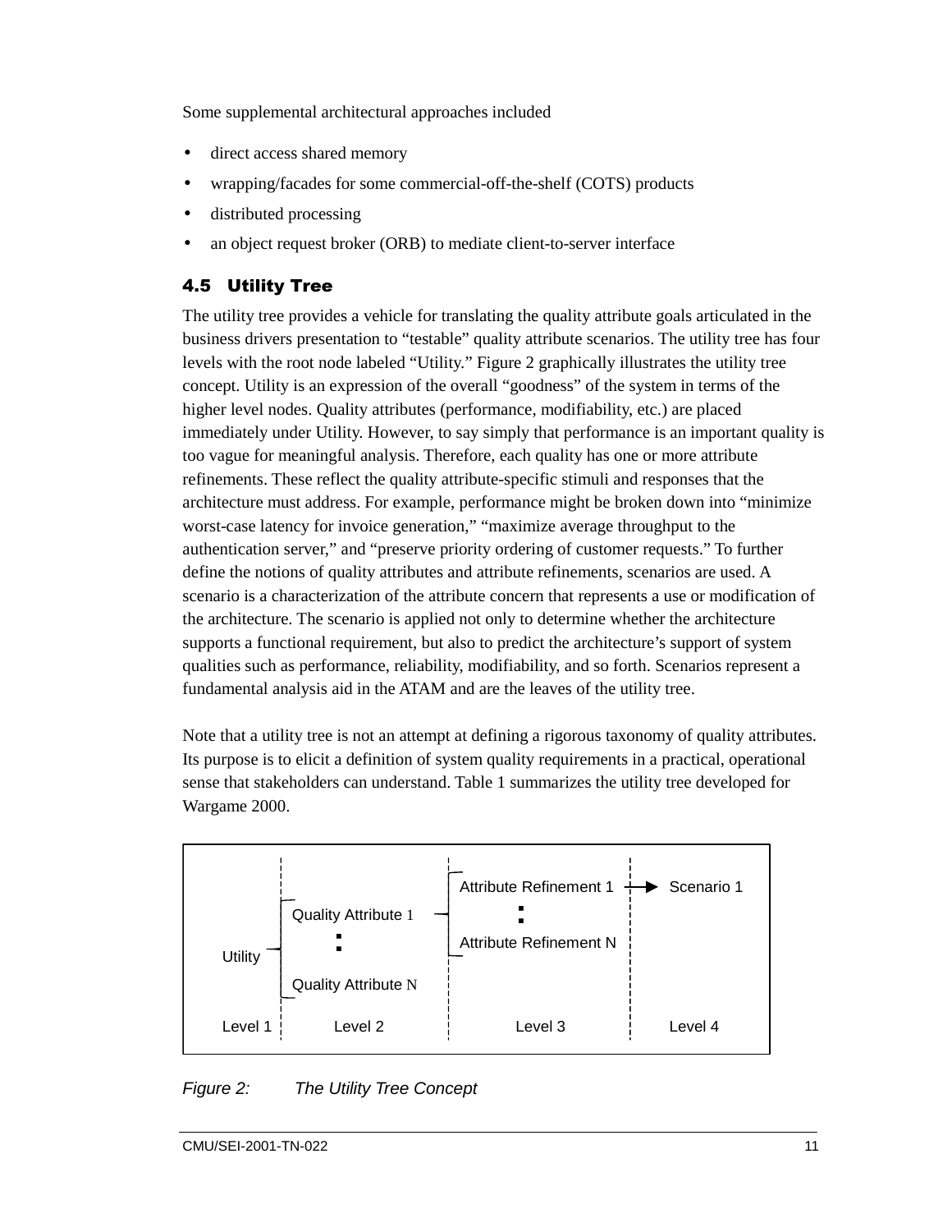Some supplemental architectural approaches included

- direct access shared memory
- wrapping/facades for some commercial-off-the-shelf (COTS) products
- distributed processing
- an object request broker (ORB) to mediate client-to-server interface

## 4.5 Utility Tree

The utility tree provides a vehicle for translating the quality attribute goals articulated in the business drivers presentation to "testable" quality attribute scenarios. The utility tree has four levels with the root node labeled "Utility." Figure 2 graphically illustrates the utility tree concept. Utility is an expression of the overall "goodness" of the system in terms of the higher level nodes. Quality attributes (performance, modifiability, etc.) are placed immediately under Utility. However, to say simply that performance is an important quality is too vague for meaningful analysis. Therefore, each quality has one or more attribute refinements. These reflect the quality attribute-specific stimuli and responses that the architecture must address. For example, performance might be broken down into "minimize worst-case latency for invoice generation," "maximize average throughput to the authentication server," and "preserve priority ordering of customer requests." To further define the notions of quality attributes and attribute refinements, scenarios are used. A scenario is a characterization of the attribute concern that represents a use or modification of the architecture. The scenario is applied not only to determine whether the architecture supports a functional requirement, but also to predict the architecture's support of system qualities such as performance, reliability, modifiability, and so forth. Scenarios represent a fundamental analysis aid in the ATAM and are the leaves of the utility tree.

Note that a utility tree is not an attempt at defining a rigorous taxonomy of quality attributes. Its purpose is to elicit a definition of system quality requirements in a practical, operational sense that stakeholders can understand. Table 1 summarizes the utility tree developed for Wargame 2000.

| Level 1 | Level 2 | Level 3 | Level 4 |
|---|---|---|---|
| Utility | Quality Attribute 1 | Attribute Refinement 1 | → Scenario 1 |
| | : | : | |
| | Quality Attribute N | Attribute Refinement N | |

*Figure 2: The Utility Tree Concept*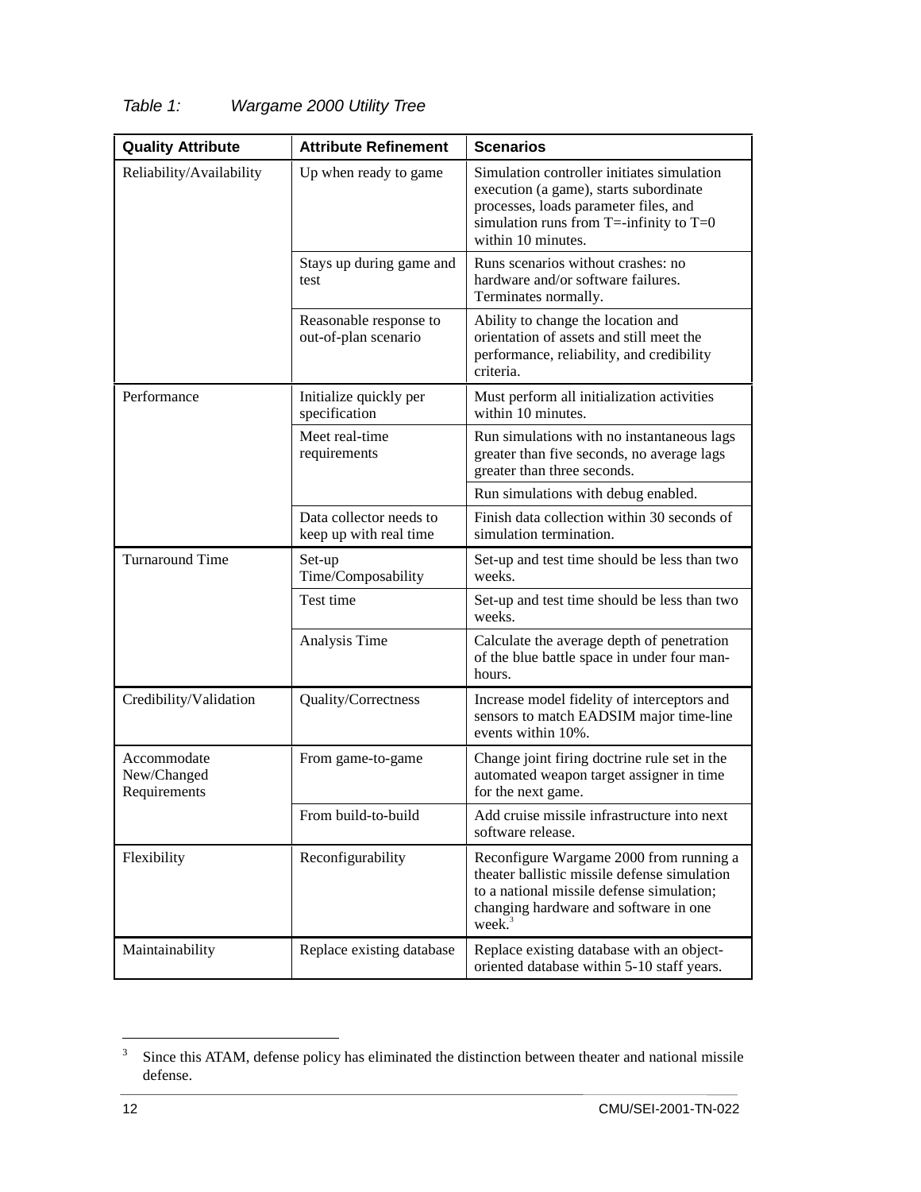*Table 1: Wargame 2000 Utility Tree*

| Quality Attribute | Attribute Refinement | Scenarios |
|---|---|---|
| Reliability/Availability | Up when ready to game | Simulation controller initiates simulation execution (a game), starts subordinate processes, loads parameter files, and simulation runs from T=-infinity to T=0 within 10 minutes. |
| | Stays up during game and test | Runs scenarios without crashes: no hardware and/or software failures. Terminates normally. |
| | Reasonable response to out-of-plan scenario | Ability to change the location and orientation of assets and still meet the performance, reliability, and credibility criteria. |
| Performance | Initialize quickly per specification | Must perform all initialization activities within 10 minutes. |
| | Meet real-time requirements | Run simulations with no instantaneous lags greater than five seconds, no average lags greater than three seconds. |
| | | Run simulations with debug enabled. |
| | Data collector needs to keep up with real time | Finish data collection within 30 seconds of simulation termination. |
| Turnaround Time | Set-up Time/Composability | Set-up and test time should be less than two weeks. |
| | Test time | Set-up and test time should be less than two weeks. |
| | Analysis Time | Calculate the average depth of penetration of the blue battle space in under four man-hours. |
| Credibility/Validation | Quality/Correctness | Increase model fidelity of interceptors and sensors to match EADSIM major time-line events within 10%. |
| Accommodate New/Changed Requirements | From game-to-game | Change joint firing doctrine rule set in the automated weapon target assigner in time for the next game. |
| | From build-to-build | Add cruise missile infrastructure into next software release. |
| Flexibility | Reconfigurability | Reconfigure Wargame 2000 from running a theater ballistic missile defense simulation to a national missile defense simulation; changing hardware and software in one week.[3] |
| Maintainability | Replace existing database | Replace existing database with an object-oriented database within 5-10 staff years. |

---

[3] Since this ATAM, defense policy has eliminated the distinction between theater and national missile defense.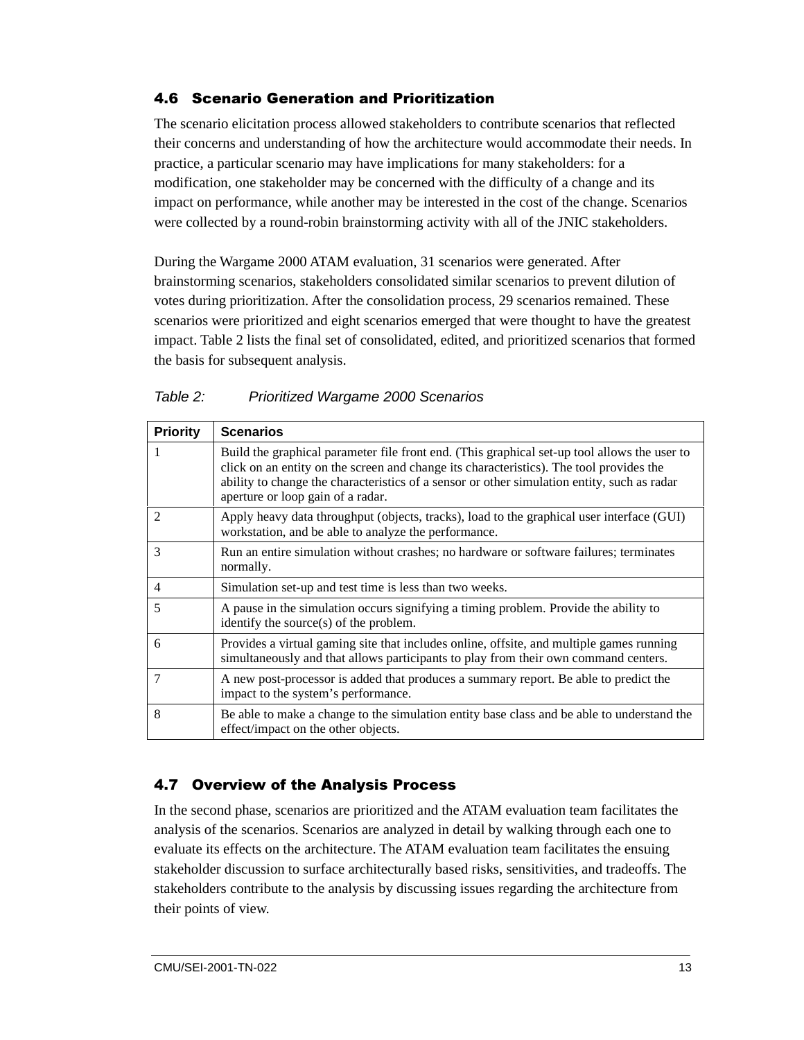## 4.6 Scenario Generation and Prioritization

The scenario elicitation process allowed stakeholders to contribute scenarios that reflected their concerns and understanding of how the architecture would accommodate their needs. In practice, a particular scenario may have implications for many stakeholders: for a modification, one stakeholder may be concerned with the difficulty of a change and its impact on performance, while another may be interested in the cost of the change. Scenarios were collected by a round-robin brainstorming activity with all of the JNIC stakeholders.

During the Wargame 2000 ATAM evaluation, 31 scenarios were generated. After brainstorming scenarios, stakeholders consolidated similar scenarios to prevent dilution of votes during prioritization. After the consolidation process, 29 scenarios remained. These scenarios were prioritized and eight scenarios emerged that were thought to have the greatest impact. Table 2 lists the final set of consolidated, edited, and prioritized scenarios that formed the basis for subsequent analysis.

*Table 2: Prioritized Wargame 2000 Scenarios*

| Priority | Scenarios |
|---|---|
| 1 | Build the graphical parameter file front end. (This graphical set-up tool allows the user to click on an entity on the screen and change its characteristics). The tool provides the ability to change the characteristics of a sensor or other simulation entity, such as radar aperture or loop gain of a radar. |
| 2 | Apply heavy data throughput (objects, tracks), load to the graphical user interface (GUI) workstation, and be able to analyze the performance. |
| 3 | Run an entire simulation without crashes; no hardware or software failures; terminates normally. |
| 4 | Simulation set-up and test time is less than two weeks. |
| 5 | A pause in the simulation occurs signifying a timing problem. Provide the ability to identify the source(s) of the problem. |
| 6 | Provides a virtual gaming site that includes online, offsite, and multiple games running simultaneously and that allows participants to play from their own command centers. |
| 7 | A new post-processor is added that produces a summary report. Be able to predict the impact to the system's performance. |
| 8 | Be able to make a change to the simulation entity base class and be able to understand the effect/impact on the other objects. |

## 4.7 Overview of the Analysis Process

In the second phase, scenarios are prioritized and the ATAM evaluation team facilitates the analysis of the scenarios. Scenarios are analyzed in detail by walking through each one to evaluate its effects on the architecture. The ATAM evaluation team facilitates the ensuing stakeholder discussion to surface architecturally based risks, sensitivities, and tradeoffs. The stakeholders contribute to the analysis by discussing issues regarding the architecture from their points of view.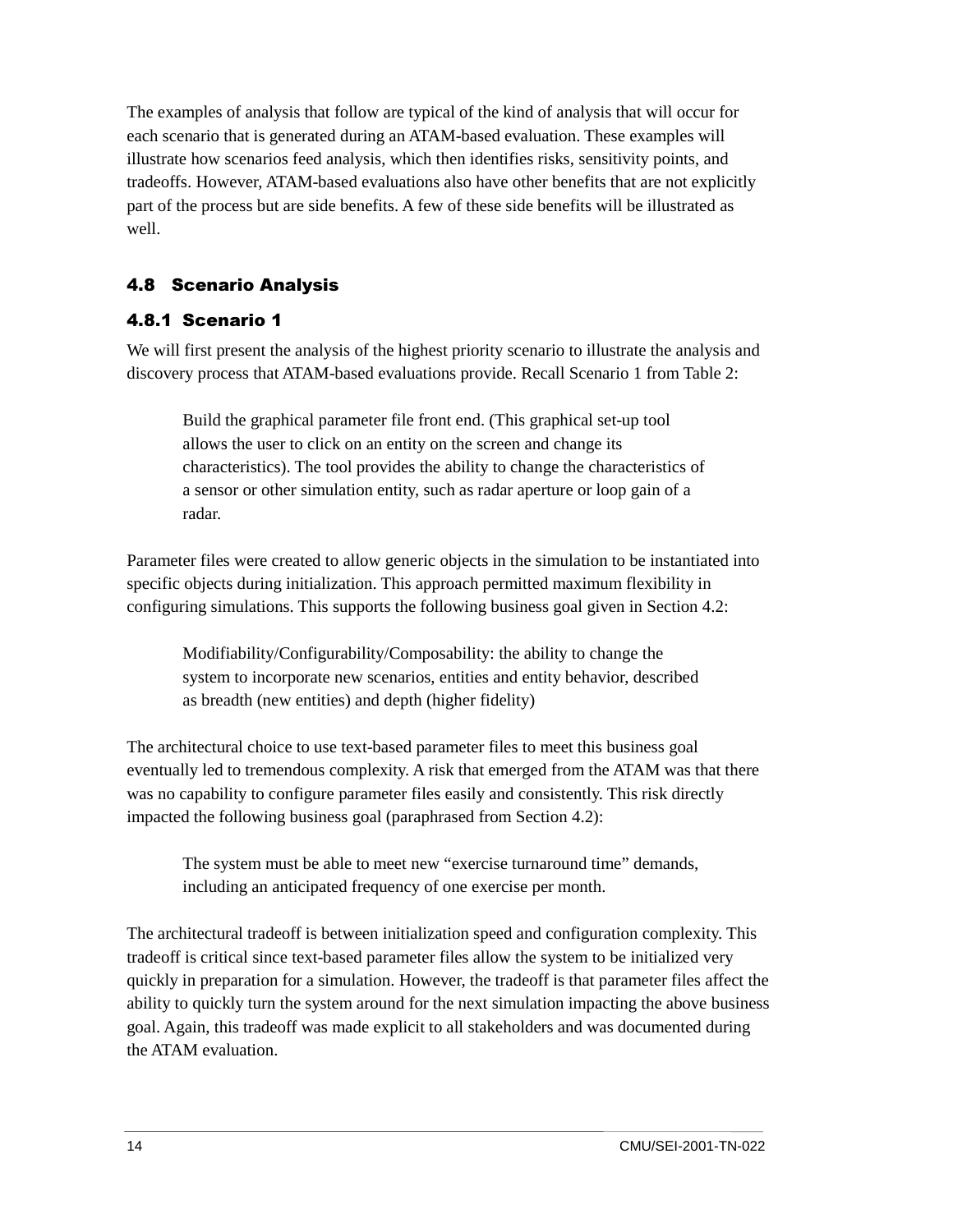The examples of analysis that follow are typical of the kind of analysis that will occur for each scenario that is generated during an ATAM-based evaluation. These examples will illustrate how scenarios feed analysis, which then identifies risks, sensitivity points, and tradeoffs. However, ATAM-based evaluations also have other benefits that are not explicitly part of the process but are side benefits. A few of these side benefits will be illustrated as well.

## 4.8 Scenario Analysis

### 4.8.1 Scenario 1

We will first present the analysis of the highest priority scenario to illustrate the analysis and discovery process that ATAM-based evaluations provide. Recall Scenario 1 from Table 2:

> Build the graphical parameter file front end. (This graphical set-up tool allows the user to click on an entity on the screen and change its characteristics). The tool provides the ability to change the characteristics of a sensor or other simulation entity, such as radar aperture or loop gain of a radar.

Parameter files were created to allow generic objects in the simulation to be instantiated into specific objects during initialization. This approach permitted maximum flexibility in configuring simulations. This supports the following business goal given in Section 4.2:

> Modifiability/Configurability/Composability: the ability to change the system to incorporate new scenarios, entities and entity behavior, described as breadth (new entities) and depth (higher fidelity)

The architectural choice to use text-based parameter files to meet this business goal eventually led to tremendous complexity. A risk that emerged from the ATAM was that there was no capability to configure parameter files easily and consistently. This risk directly impacted the following business goal (paraphrased from Section 4.2):

> The system must be able to meet new “exercise turnaround time” demands, including an anticipated frequency of one exercise per month.

The architectural tradeoff is between initialization speed and configuration complexity. This tradeoff is critical since text-based parameter files allow the system to be initialized very quickly in preparation for a simulation. However, the tradeoff is that parameter files affect the ability to quickly turn the system around for the next simulation impacting the above business goal. Again, this tradeoff was made explicit to all stakeholders and was documented during the ATAM evaluation.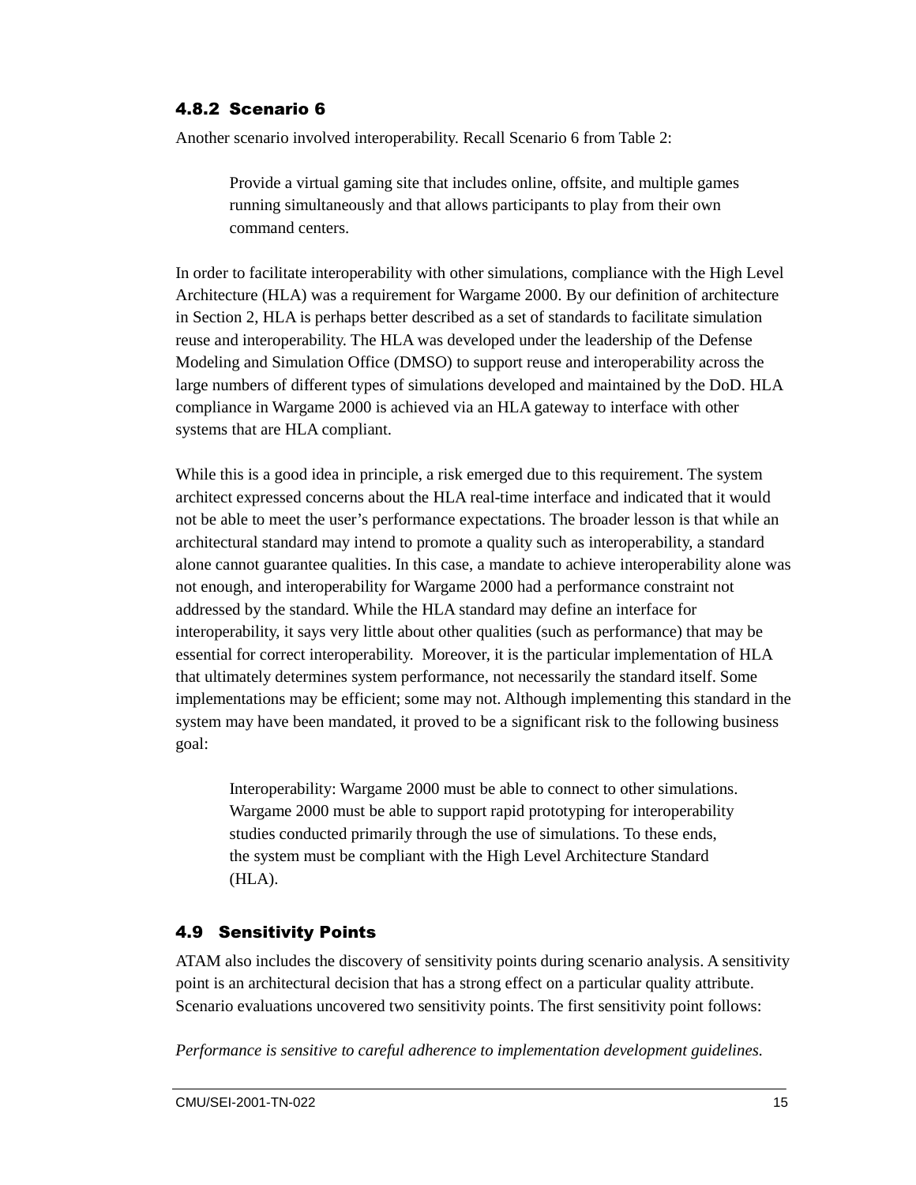### 4.8.2 Scenario 6

Another scenario involved interoperability. Recall Scenario 6 from Table 2:

> Provide a virtual gaming site that includes online, offsite, and multiple games running simultaneously and that allows participants to play from their own command centers.

In order to facilitate interoperability with other simulations, compliance with the High Level Architecture (HLA) was a requirement for Wargame 2000. By our definition of architecture in Section 2, HLA is perhaps better described as a set of standards to facilitate simulation reuse and interoperability. The HLA was developed under the leadership of the Defense Modeling and Simulation Office (DMSO) to support reuse and interoperability across the large numbers of different types of simulations developed and maintained by the DoD. HLA compliance in Wargame 2000 is achieved via an HLA gateway to interface with other systems that are HLA compliant.

While this is a good idea in principle, a risk emerged due to this requirement. The system architect expressed concerns about the HLA real-time interface and indicated that it would not be able to meet the user's performance expectations. The broader lesson is that while an architectural standard may intend to promote a quality such as interoperability, a standard alone cannot guarantee qualities. In this case, a mandate to achieve interoperability alone was not enough, and interoperability for Wargame 2000 had a performance constraint not addressed by the standard. While the HLA standard may define an interface for interoperability, it says very little about other qualities (such as performance) that may be essential for correct interoperability. Moreover, it is the particular implementation of HLA that ultimately determines system performance, not necessarily the standard itself. Some implementations may be efficient; some may not. Although implementing this standard in the system may have been mandated, it proved to be a significant risk to the following business goal:

> Interoperability: Wargame 2000 must be able to connect to other simulations. Wargame 2000 must be able to support rapid prototyping for interoperability studies conducted primarily through the use of simulations. To these ends, the system must be compliant with the High Level Architecture Standard (HLA).

## 4.9 Sensitivity Points

ATAM also includes the discovery of sensitivity points during scenario analysis. A sensitivity point is an architectural decision that has a strong effect on a particular quality attribute. Scenario evaluations uncovered two sensitivity points. The first sensitivity point follows:

*Performance is sensitive to careful adherence to implementation development guidelines.*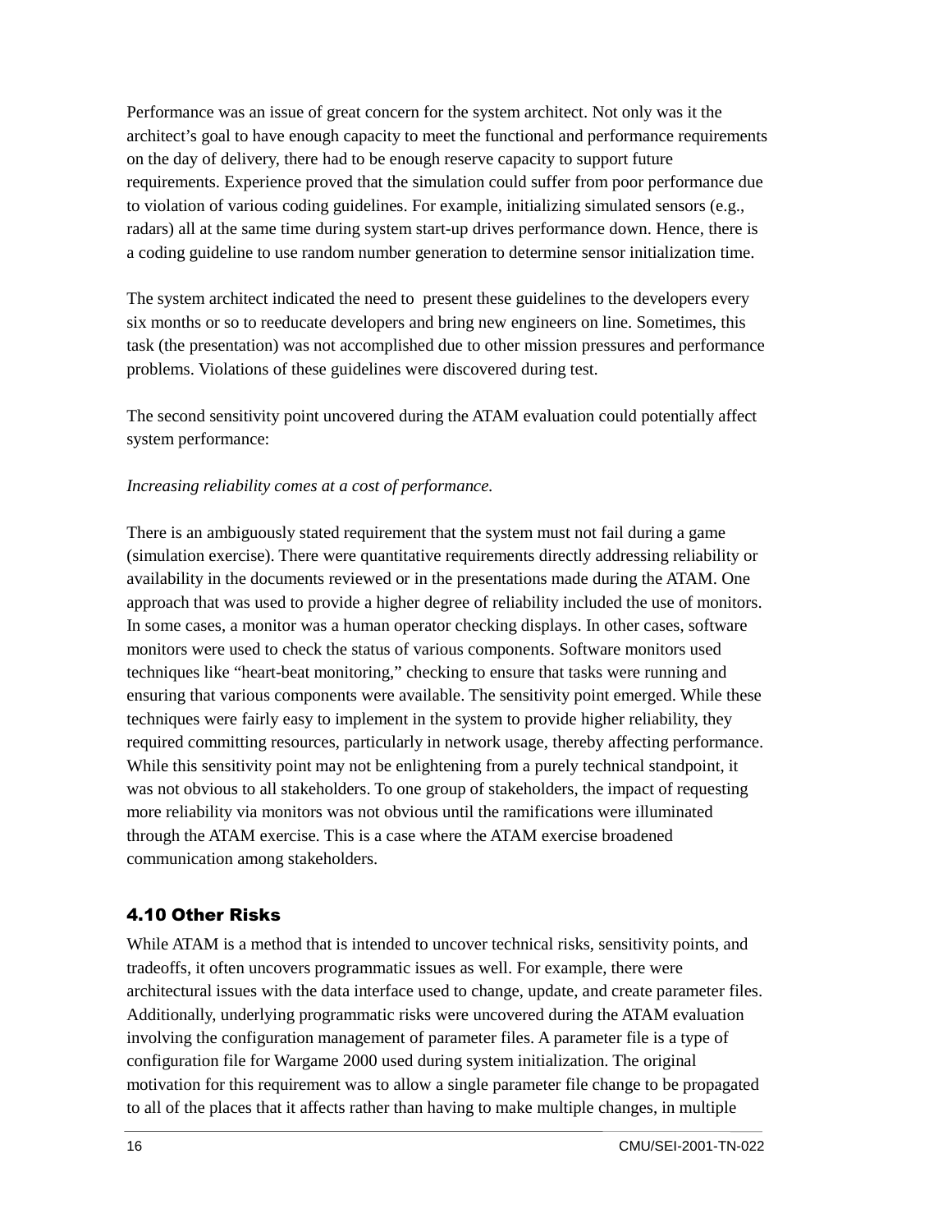Performance was an issue of great concern for the system architect. Not only was it the architect's goal to have enough capacity to meet the functional and performance requirements on the day of delivery, there had to be enough reserve capacity to support future requirements. Experience proved that the simulation could suffer from poor performance due to violation of various coding guidelines. For example, initializing simulated sensors (e.g., radars) all at the same time during system start-up drives performance down. Hence, there is a coding guideline to use random number generation to determine sensor initialization time.

The system architect indicated the need to present these guidelines to the developers every six months or so to reeducate developers and bring new engineers on line. Sometimes, this task (the presentation) was not accomplished due to other mission pressures and performance problems. Violations of these guidelines were discovered during test.

The second sensitivity point uncovered during the ATAM evaluation could potentially affect system performance:

*Increasing reliability comes at a cost of performance.*

There is an ambiguously stated requirement that the system must not fail during a game (simulation exercise). There were quantitative requirements directly addressing reliability or availability in the documents reviewed or in the presentations made during the ATAM. One approach that was used to provide a higher degree of reliability included the use of monitors. In some cases, a monitor was a human operator checking displays. In other cases, software monitors were used to check the status of various components. Software monitors used techniques like "heart-beat monitoring," checking to ensure that tasks were running and ensuring that various components were available. The sensitivity point emerged. While these techniques were fairly easy to implement in the system to provide higher reliability, they required committing resources, particularly in network usage, thereby affecting performance. While this sensitivity point may not be enlightening from a purely technical standpoint, it was not obvious to all stakeholders. To one group of stakeholders, the impact of requesting more reliability via monitors was not obvious until the ramifications were illuminated through the ATAM exercise. This is a case where the ATAM exercise broadened communication among stakeholders.

## 4.10 Other Risks

While ATAM is a method that is intended to uncover technical risks, sensitivity points, and tradeoffs, it often uncovers programmatic issues as well. For example, there were architectural issues with the data interface used to change, update, and create parameter files. Additionally, underlying programmatic risks were uncovered during the ATAM evaluation involving the configuration management of parameter files. A parameter file is a type of configuration file for Wargame 2000 used during system initialization. The original motivation for this requirement was to allow a single parameter file change to be propagated to all of the places that it affects rather than having to make multiple changes, in multiple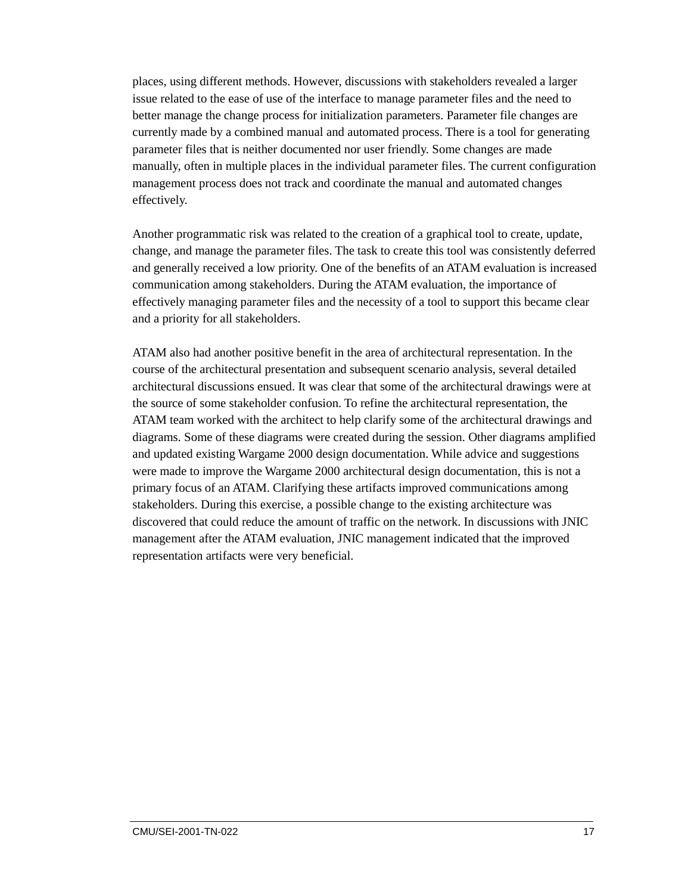places, using different methods. However, discussions with stakeholders revealed a larger issue related to the ease of use of the interface to manage parameter files and the need to better manage the change process for initialization parameters. Parameter file changes are currently made by a combined manual and automated process. There is a tool for generating parameter files that is neither documented nor user friendly. Some changes are made manually, often in multiple places in the individual parameter files. The current configuration management process does not track and coordinate the manual and automated changes effectively.

Another programmatic risk was related to the creation of a graphical tool to create, update, change, and manage the parameter files. The task to create this tool was consistently deferred and generally received a low priority. One of the benefits of an ATAM evaluation is increased communication among stakeholders. During the ATAM evaluation, the importance of effectively managing parameter files and the necessity of a tool to support this became clear and a priority for all stakeholders.

ATAM also had another positive benefit in the area of architectural representation. In the course of the architectural presentation and subsequent scenario analysis, several detailed architectural discussions ensued. It was clear that some of the architectural drawings were at the source of some stakeholder confusion. To refine the architectural representation, the ATAM team worked with the architect to help clarify some of the architectural drawings and diagrams. Some of these diagrams were created during the session. Other diagrams amplified and updated existing Wargame 2000 design documentation. While advice and suggestions were made to improve the Wargame 2000 architectural design documentation, this is not a primary focus of an ATAM. Clarifying these artifacts improved communications among stakeholders. During this exercise, a possible change to the existing architecture was discovered that could reduce the amount of traffic on the network. In discussions with JNIC management after the ATAM evaluation, JNIC management indicated that the improved representation artifacts were very beneficial.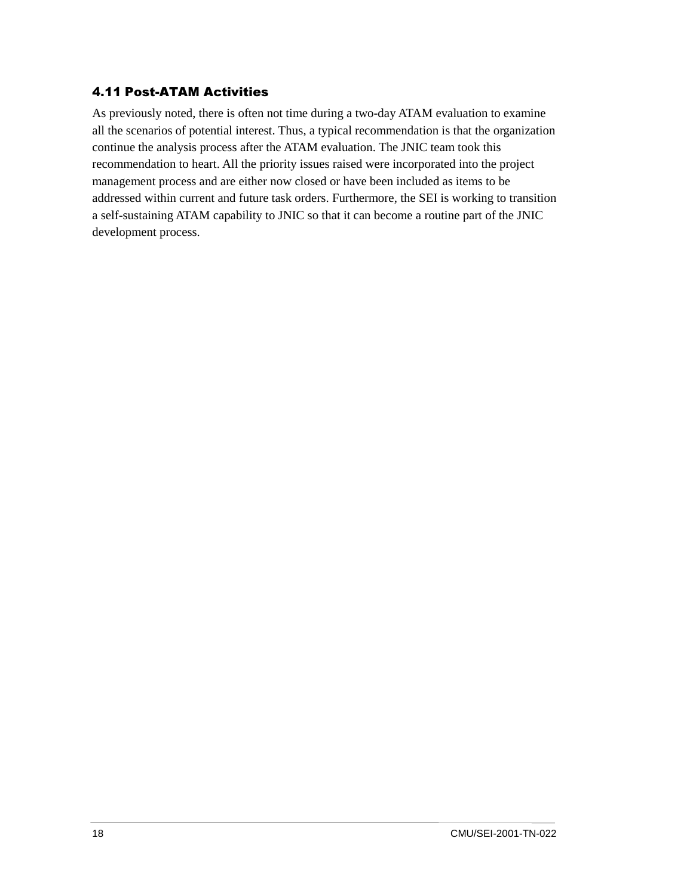### 4.11 Post-ATAM Activities

As previously noted, there is often not time during a two-day ATAM evaluation to examine all the scenarios of potential interest. Thus, a typical recommendation is that the organization continue the analysis process after the ATAM evaluation. The JNIC team took this recommendation to heart. All the priority issues raised were incorporated into the project management process and are either now closed or have been included as items to be addressed within current and future task orders. Furthermore, the SEI is working to transition a self-sustaining ATAM capability to JNIC so that it can become a routine part of the JNIC development process.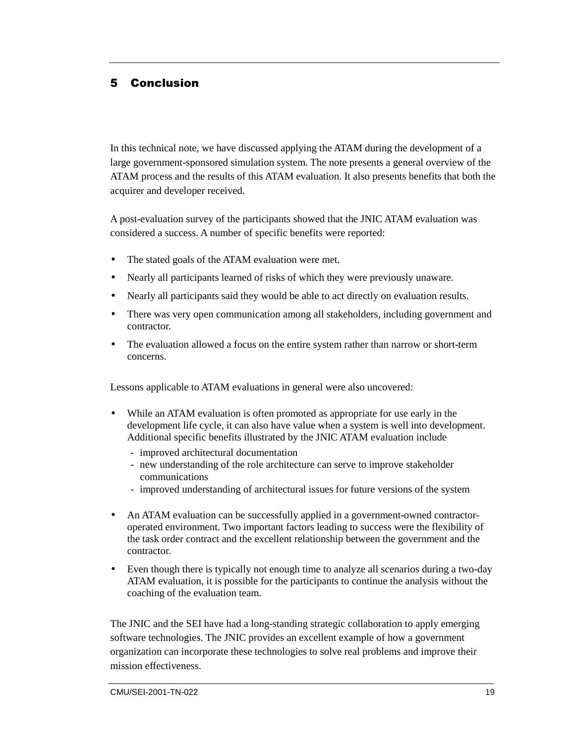# 5 Conclusion

In this technical note, we have discussed applying the ATAM during the development of a large government-sponsored simulation system. The note presents a general overview of the ATAM process and the results of this ATAM evaluation. It also presents benefits that both the acquirer and developer received.

A post-evaluation survey of the participants showed that the JNIC ATAM evaluation was considered a success. A number of specific benefits were reported:

- The stated goals of the ATAM evaluation were met.
- Nearly all participants learned of risks of which they were previously unaware.
- Nearly all participants said they would be able to act directly on evaluation results.
- There was very open communication among all stakeholders, including government and contractor.
- The evaluation allowed a focus on the entire system rather than narrow or short-term concerns.

Lessons applicable to ATAM evaluations in general were also uncovered:

- While an ATAM evaluation is often promoted as appropriate for use early in the development life cycle, it can also have value when a system is well into development. Additional specific benefits illustrated by the JNIC ATAM evaluation include
  - improved architectural documentation
  - new understanding of the role architecture can serve to improve stakeholder communications
  - improved understanding of architectural issues for future versions of the system
- An ATAM evaluation can be successfully applied in a government-owned contractor-operated environment. Two important factors leading to success were the flexibility of the task order contract and the excellent relationship between the government and the contractor.
- Even though there is typically not enough time to analyze all scenarios during a two-day ATAM evaluation, it is possible for the participants to continue the analysis without the coaching of the evaluation team.

The JNIC and the SEI have had a long-standing strategic collaboration to apply emerging software technologies. The JNIC provides an excellent example of how a government organization can incorporate these technologies to solve real problems and improve their mission effectiveness.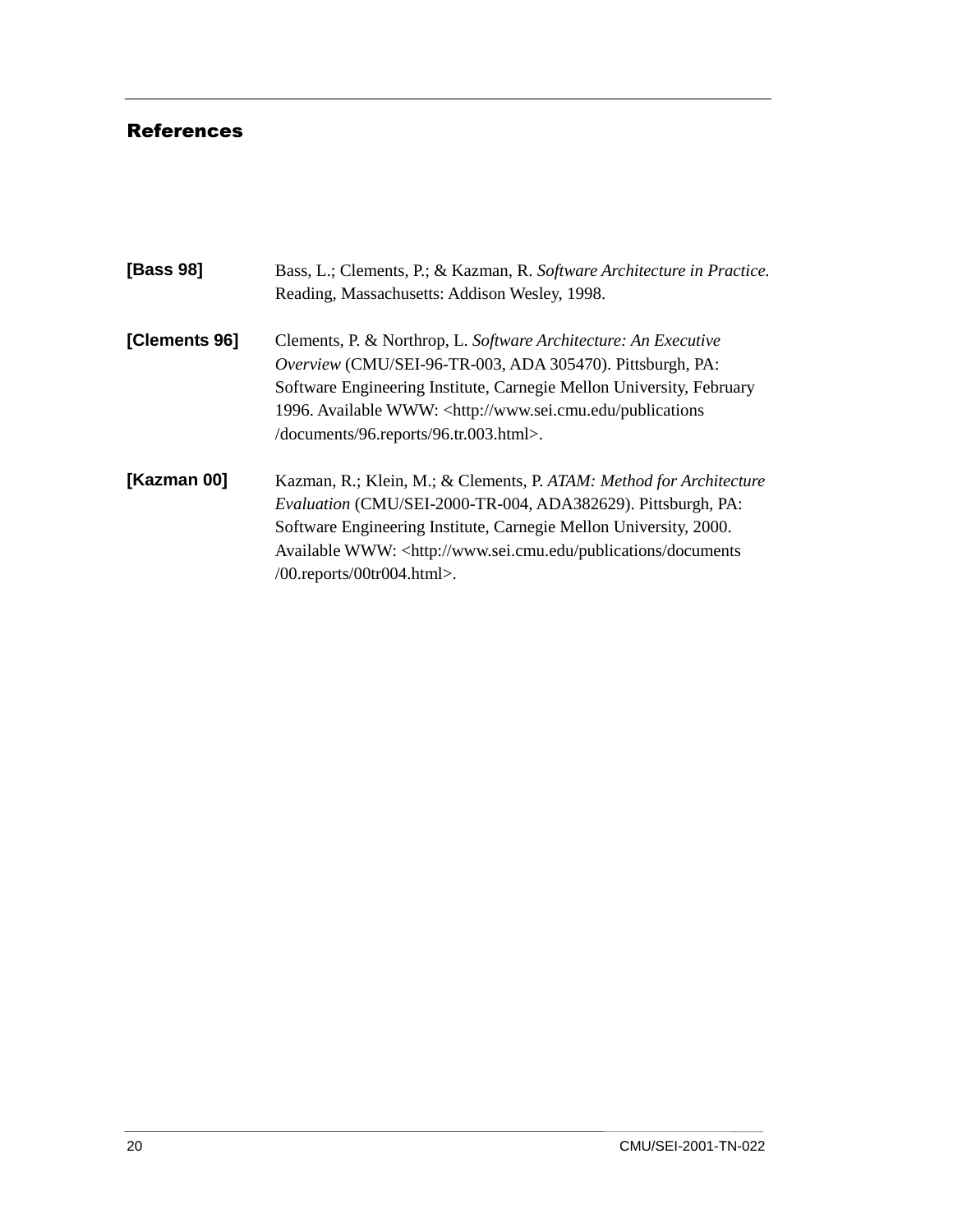# References

**[Bass 98]** Bass, L.; Clements, P.; & Kazman, R. *Software Architecture in Practice.* Reading, Massachusetts: Addison Wesley, 1998.

**[Clements 96]** Clements, P. & Northrop, L. *Software Architecture: An Executive Overview* (CMU/SEI-96-TR-003, ADA 305470). Pittsburgh, PA: Software Engineering Institute, Carnegie Mellon University, February 1996. Available WWW: <http://www.sei.cmu.edu/publications/documents/96.reports/96.tr.003.html>.

**[Kazman 00]** Kazman, R.; Klein, M.; & Clements, P. *ATAM: Method for Architecture Evaluation* (CMU/SEI-2000-TR-004, ADA382629). Pittsburgh, PA: Software Engineering Institute, Carnegie Mellon University, 2000. Available WWW: <http://www.sei.cmu.edu/publications/documents/00.reports/00tr004.html>.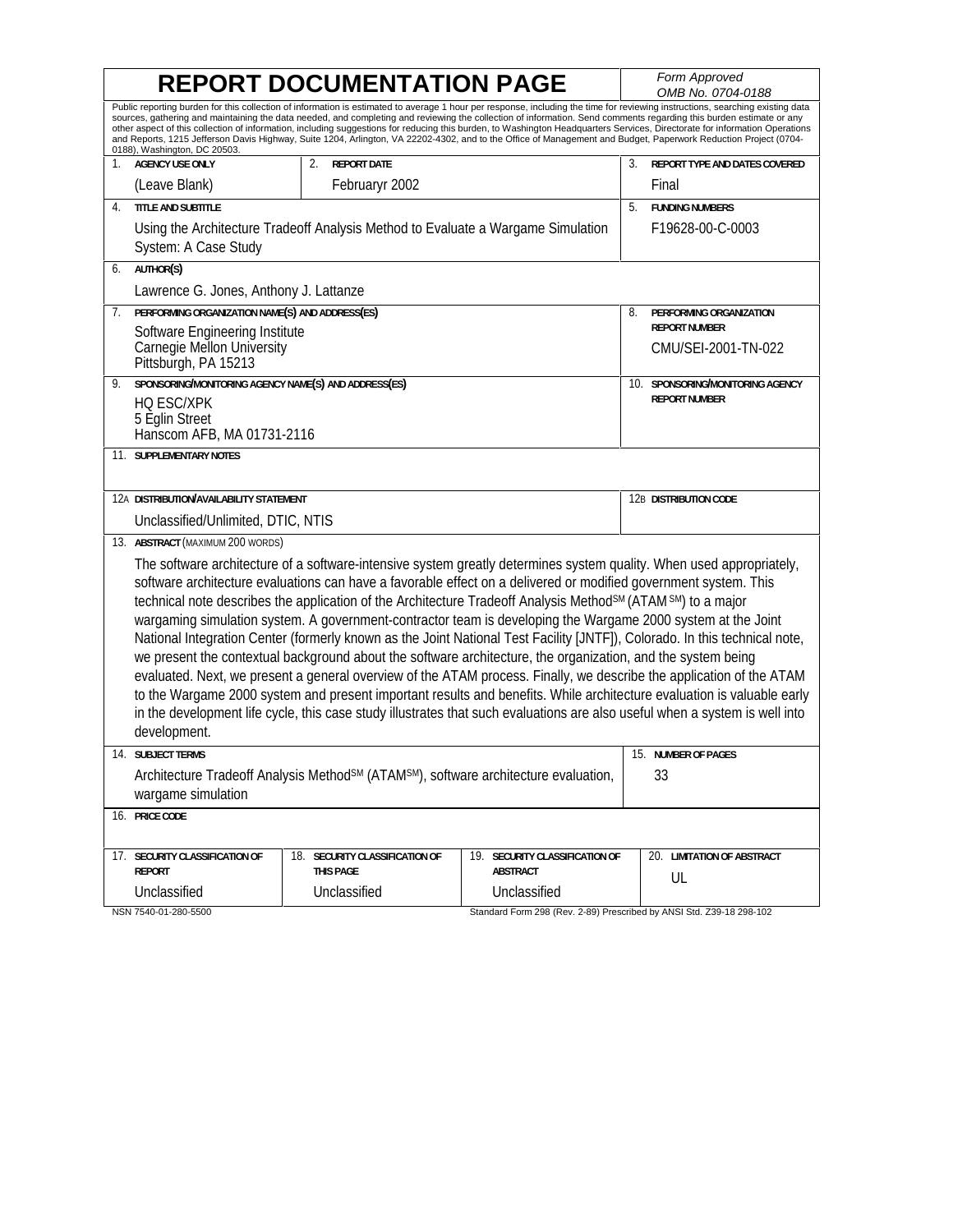# REPORT DOCUMENTATION PAGE

*Form Approved*
*OMB No. 0704-0188*

Public reporting burden for this collection of information is estimated to average 1 hour per response, including the time for reviewing instructions, searching existing data sources, gathering and maintaining the data needed, and completing and reviewing the collection of information. Send comments regarding this burden estimate or any other aspect of this collection of information, including suggestions for reducing this burden, to Washington Headquarters Services, Directorate for information Operations and Reports, 1215 Jefferson Davis Highway, Suite 1204, Arlington, VA 22202-4302, and to the Office of Management and Budget, Paperwork Reduction Project (0704-0188), Washington, DC 20503.

| | | |
|---|---|---|
| 1. **AGENCY USE ONLY**<br>(Leave Blank) | 2. **REPORT DATE**<br>Februaryr 2002 | 3. **REPORT TYPE AND DATES COVERED**<br>Final |

| | |
|---|---|
| 4. **TITLE AND SUBTITLE**<br>Using the Architecture Tradeoff Analysis Method to Evaluate a Wargame Simulation System: A Case Study | 5. **FUNDING NUMBERS**<br>F19628-00-C-0003 |
| 6. **AUTHOR(S)**<br>Lawrence G. Jones, Anthony J. Lattanze | |
| 7. **PERFORMING ORGANIZATION NAME(S) AND ADDRESS(ES)**<br>Software Engineering Institute<br>Carnegie Mellon University<br>Pittsburgh, PA 15213 | 8. **PERFORMING ORGANIZATION REPORT NUMBER**<br>CMU/SEI-2001-TN-022 |
| 9. **SPONSORING/MONITORING AGENCY NAME(S) AND ADDRESS(ES)**<br>HQ ESC/XPK<br>5 Eglin Street<br>Hanscom AFB, MA 01731-2116 | 10. **SPONSORING/MONITORING AGENCY REPORT NUMBER** |
| 11. **SUPPLEMENTARY NOTES** | |
| 12A **DISTRIBUTION/AVAILABILITY STATEMENT**<br>Unclassified/Unlimited, DTIC, NTIS | 12B **DISTRIBUTION CODE** |

13. **ABSTRACT** (MAXIMUM 200 WORDS)

The software architecture of a software-intensive system greatly determines system quality. When used appropriately, software architecture evaluations can have a favorable effect on a delivered or modified government system. This technical note describes the application of the Architecture Tradeoff Analysis Method[SM] (ATAM[SM]) to a major wargaming simulation system. A government-contractor team is developing the Wargame 2000 system at the Joint National Integration Center (formerly known as the Joint National Test Facility [JNTF]), Colorado. In this technical note, we present the contextual background about the software architecture, the organization, and the system being evaluated. Next, we present a general overview of the ATAM process. Finally, we describe the application of the ATAM to the Wargame 2000 system and present important results and benefits. While architecture evaluation is valuable early in the development life cycle, this case study illustrates that such evaluations are also useful when a system is well into development.

| | |
|---|---|
| 14. **SUBJECT TERMS**<br>Architecture Tradeoff Analysis Method[SM] (ATAM[SM]), software architecture evaluation, wargame simulation | 15. **NUMBER OF PAGES**<br>33 |
| 16. **PRICE CODE** | |

| | | | |
|---|---|---|---|
| 17. **SECURITY CLASSIFICATION OF REPORT**<br>Unclassified | 18. **SECURITY CLASSIFICATION OF THIS PAGE**<br>Unclassified | 19. **SECURITY CLASSIFICATION OF ABSTRACT**<br>Unclassified | 20. **LIMITATION OF ABSTRACT**<br>UL |

NSN 7540-01-280-5500 Standard Form 298 (Rev. 2-89) Prescribed by ANSI Std. Z39-18 298-102